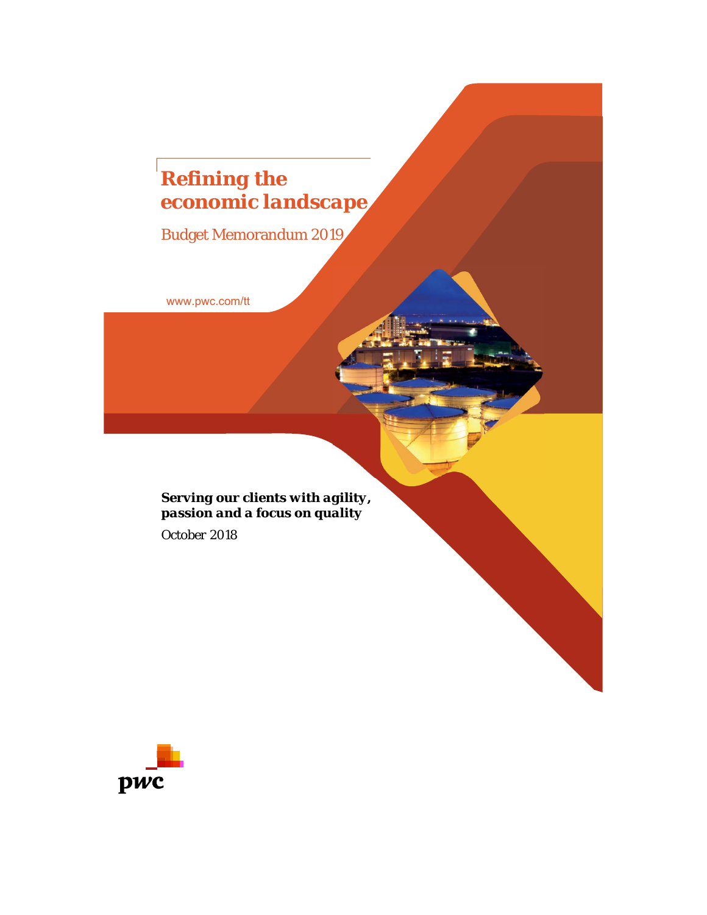# Refining the economic landscape

Budget Memorandum 2019

www.pwc.com/tt

**Serving our clients with agility, passion and a focus on quality**

October 2018

pwc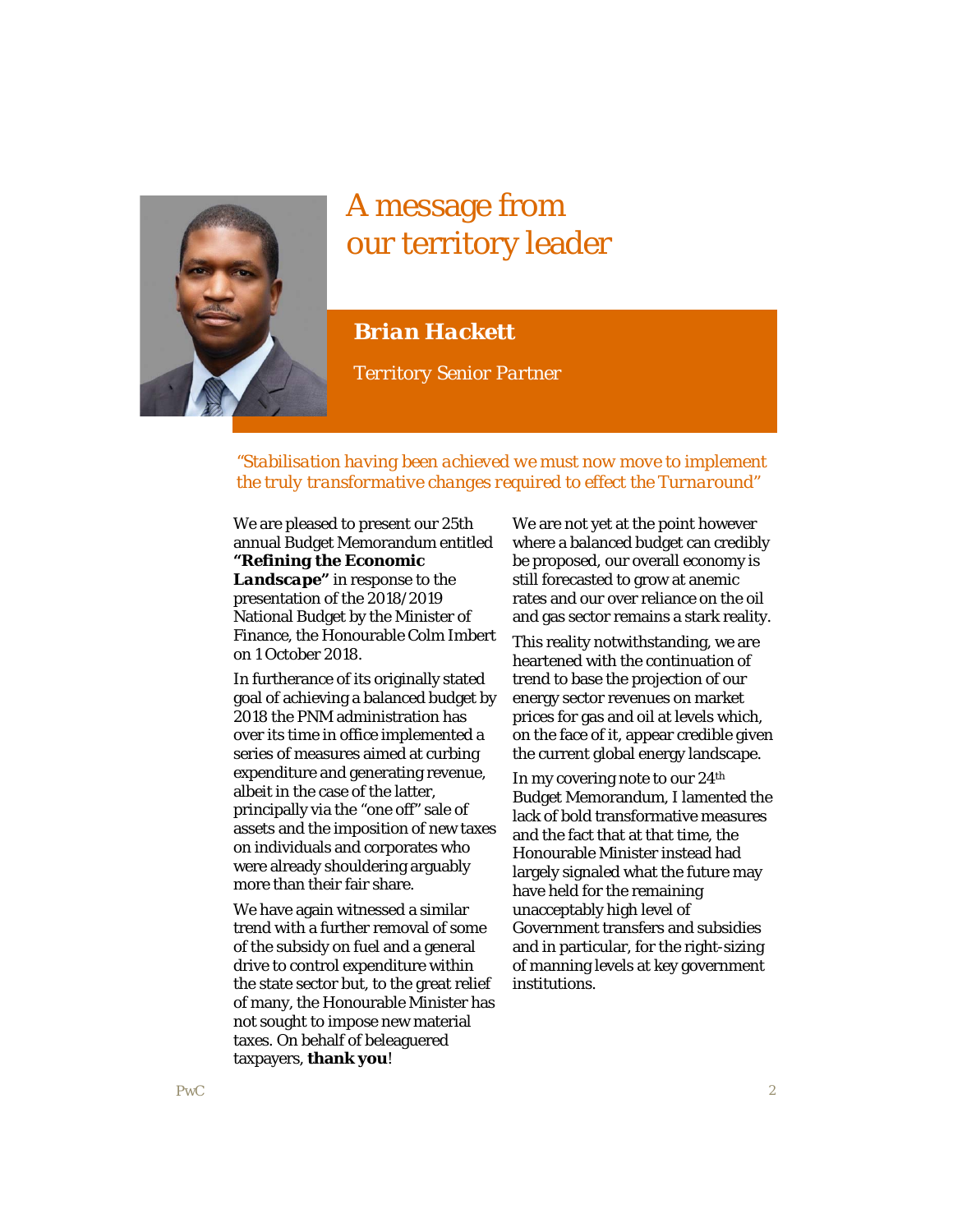# A message from our territory leader

**Brian Hackett**

*Territory Senior Partner*

*"Stabilisation having been achieved we must now move to implement the truly transformative changes required to effect the Turnaround"*

We are pleased to present our 25th annual Budget Memorandum entitled **"Refining the Economic Landscape"** in response to the presentation of the 2018/2019 National Budget by the Minister of Finance, the Honourable Colm Imbert on 1 October 2018.

In furtherance of its originally stated goal of achieving a balanced budget by 2018 the PNM administration has over its time in office implemented a series of measures aimed at curbing expenditure and generating revenue, albeit in the case of the latter, principally via the "one off" sale of assets and the imposition of new taxes on individuals and corporates who were already shouldering arguably more than their fair share.

We have again witnessed a similar trend with a further removal of some of the subsidy on fuel and a general drive to control expenditure within the state sector but, to the great relief of many, the Honourable Minister has not sought to impose new material taxes. On behalf of beleaguered taxpayers, **thank you**!

We are not yet at the point however where a balanced budget can credibly be proposed, our overall economy is still forecasted to grow at anemic rates and our over reliance on the oil and gas sector remains a stark reality.

This reality notwithstanding, we are heartened with the continuation of trend to base the projection of our energy sector revenues on market prices for gas and oil at levels which, on the face of it, appear credible given the current global energy landscape.

In my covering note to our 24th Budget Memorandum, I lamented the lack of bold transformative measures and the fact that at that time, the Honourable Minister instead had largely signaled what the future may have held for the remaining unacceptably high level of Government transfers and subsidies and in particular, for the right-sizing of manning levels at key government institutions.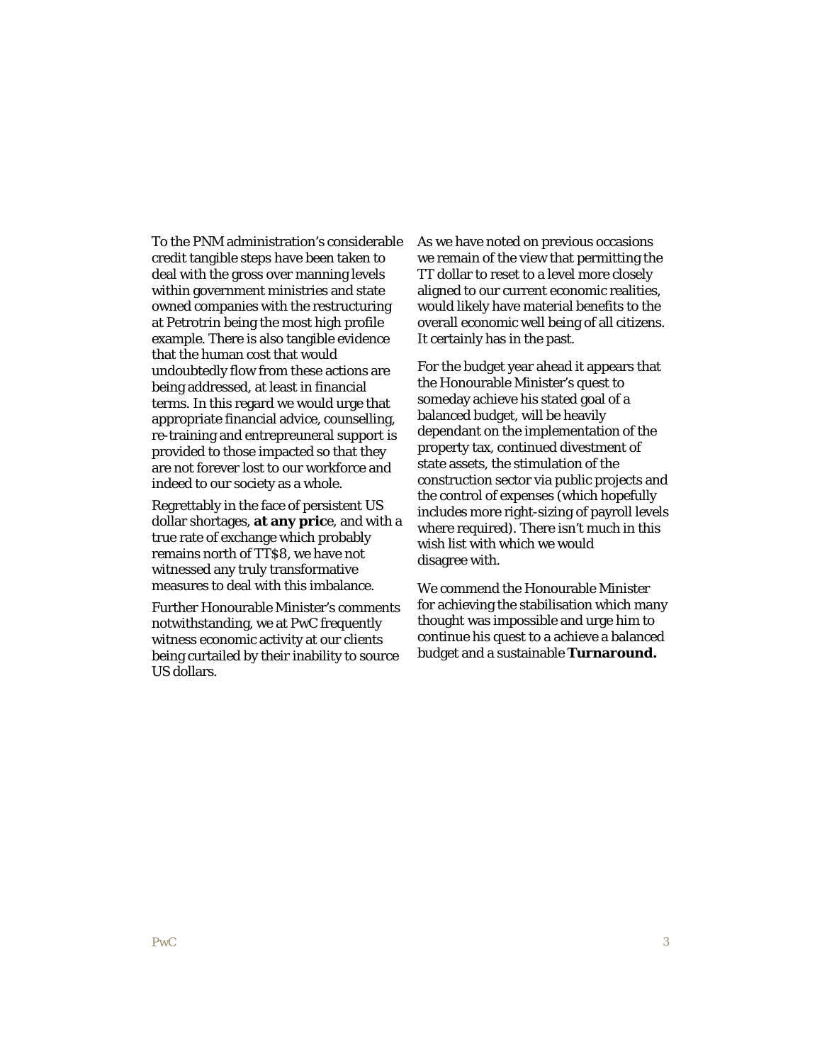To the PNM administration's considerable credit tangible steps have been taken to deal with the gross over manning levels within government ministries and state owned companies with the restructuring at Petrotrin being the most high profile example. There is also tangible evidence that the human cost that would undoubtedly flow from these actions are being addressed, at least in financial terms. In this regard we would urge that appropriate financial advice, counselling, re-training and entrepreuneral support is provided to those impacted so that they are not forever lost to our workforce and indeed to our society as a whole.

Regrettably in the face of persistent US dollar shortages, **at any pric**e, and with a true rate of exchange which probably remains north of TT$8, we have not witnessed any truly transformative measures to deal with this imbalance.

Further Honourable Minister's comments notwithstanding, we at PwC frequently witness economic activity at our clients being curtailed by their inability to source US dollars.

As we have noted on previous occasions we remain of the view that permitting the TT dollar to reset to a level more closely aligned to our current economic realities, would likely have material benefits to the overall economic well being of all citizens. It certainly has in the past.

For the budget year ahead it appears that the Honourable Minister's quest to someday achieve his stated goal of a balanced budget, will be heavily dependant on the implementation of the property tax, continued divestment of state assets, the stimulation of the construction sector via public projects and the control of expenses (which hopefully includes more right-sizing of payroll levels where required). There isn't much in this wish list with which we would disagree with.

We commend the Honourable Minister for achieving the stabilisation which many thought was impossible and urge him to continue his quest to a achieve a balanced budget and a sustainable **Turnaround.**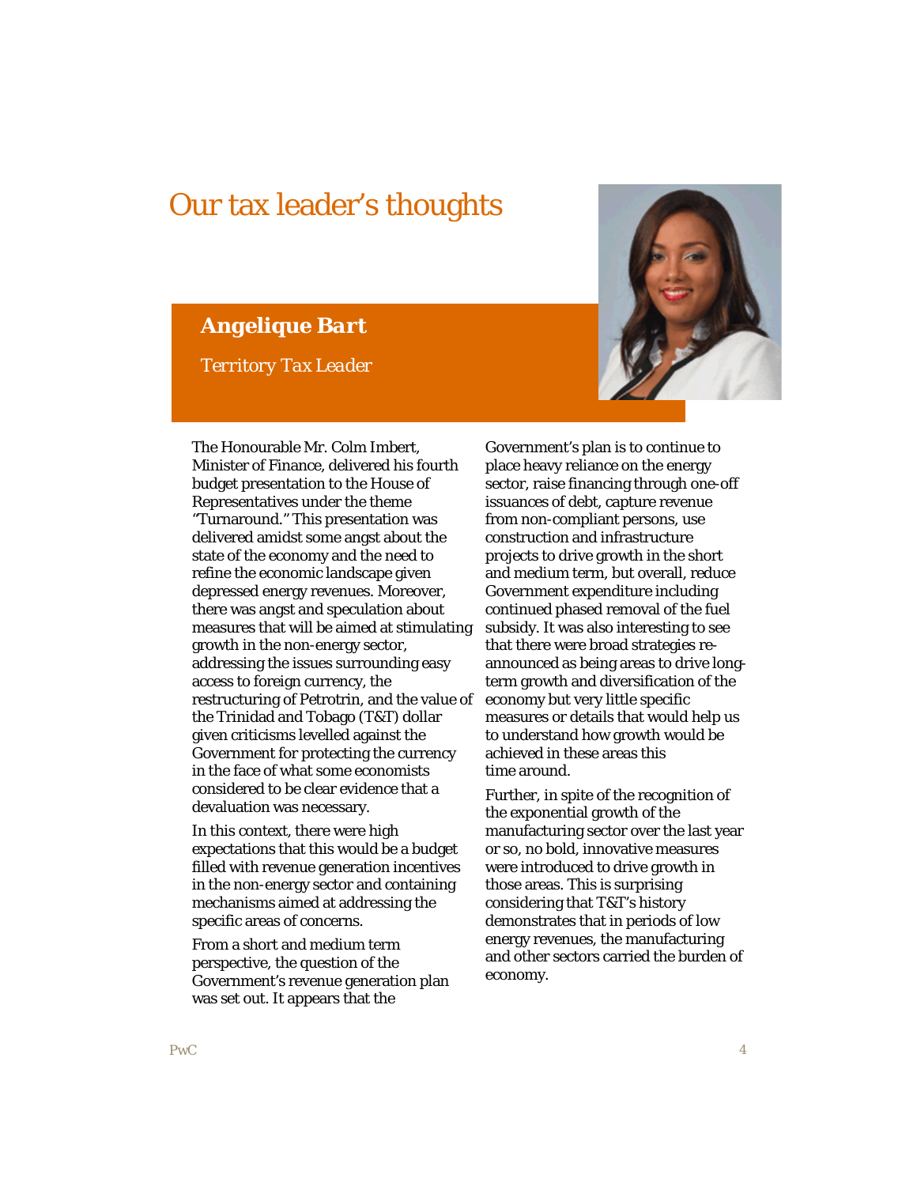# Our tax leader's thoughts

**Angelique Bart**

*Territory Tax Leader*

The Honourable Mr. Colm Imbert, Minister of Finance, delivered his fourth budget presentation to the House of Representatives under the theme "Turnaround." This presentation was delivered amidst some angst about the state of the economy and the need to refine the economic landscape given depressed energy revenues. Moreover, there was angst and speculation about measures that will be aimed at stimulating growth in the non-energy sector, addressing the issues surrounding easy access to foreign currency, the restructuring of Petrotrin, and the value of the Trinidad and Tobago (T&T) dollar given criticisms levelled against the Government for protecting the currency in the face of what some economists considered to be clear evidence that a devaluation was necessary.

In this context, there were high expectations that this would be a budget filled with revenue generation incentives in the non-energy sector and containing mechanisms aimed at addressing the specific areas of concerns.

From a short and medium term perspective, the question of the Government's revenue generation plan was set out. It appears that the Government's plan is to continue to place heavy reliance on the energy sector, raise financing through one-off issuances of debt, capture revenue from non-compliant persons, use construction and infrastructure projects to drive growth in the short and medium term, but overall, reduce Government expenditure including continued phased removal of the fuel subsidy. It was also interesting to see that there were broad strategies re-announced as being areas to drive long-term growth and diversification of the economy but very little specific measures or details that would help us to understand how growth would be achieved in these areas this time around.

Further, in spite of the recognition of the exponential growth of the manufacturing sector over the last year or so, no bold, innovative measures were introduced to drive growth in those areas. This is surprising considering that T&T's history demonstrates that in periods of low energy revenues, the manufacturing and other sectors carried the burden of economy.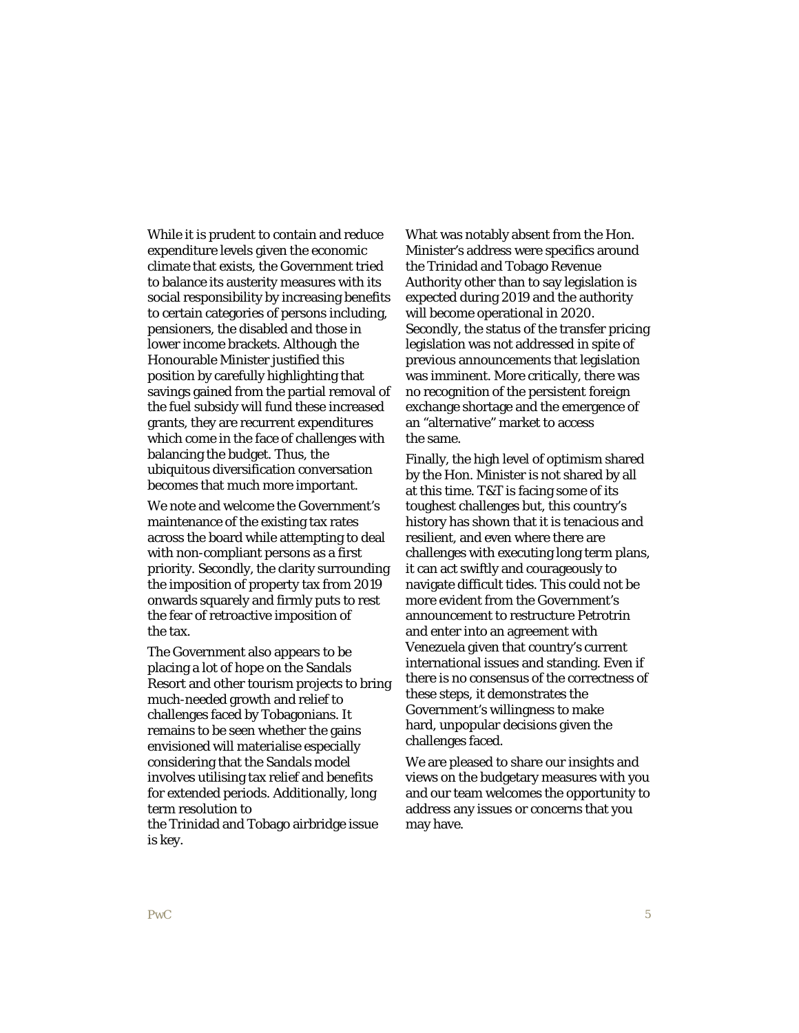While it is prudent to contain and reduce expenditure levels given the economic climate that exists, the Government tried to balance its austerity measures with its social responsibility by increasing benefits to certain categories of persons including, pensioners, the disabled and those in lower income brackets. Although the Honourable Minister justified this position by carefully highlighting that savings gained from the partial removal of the fuel subsidy will fund these increased grants, they are recurrent expenditures which come in the face of challenges with balancing the budget. Thus, the ubiquitous diversification conversation becomes that much more important.

We note and welcome the Government's maintenance of the existing tax rates across the board while attempting to deal with non-compliant persons as a first priority. Secondly, the clarity surrounding the imposition of property tax from 2019 onwards squarely and firmly puts to rest the fear of retroactive imposition of the tax.

The Government also appears to be placing a lot of hope on the Sandals Resort and other tourism projects to bring much-needed growth and relief to challenges faced by Tobagonians. It remains to be seen whether the gains envisioned will materialise especially considering that the Sandals model involves utilising tax relief and benefits for extended periods. Additionally, long term resolution to the Trinidad and Tobago airbridge issue is key.

What was notably absent from the Hon. Minister's address were specifics around the Trinidad and Tobago Revenue Authority other than to say legislation is expected during 2019 and the authority will become operational in 2020. Secondly, the status of the transfer pricing legislation was not addressed in spite of previous announcements that legislation was imminent. More critically, there was no recognition of the persistent foreign exchange shortage and the emergence of an "alternative" market to access the same.

Finally, the high level of optimism shared by the Hon. Minister is not shared by all at this time. T&T is facing some of its toughest challenges but, this country's history has shown that it is tenacious and resilient, and even where there are challenges with executing long term plans, it can act swiftly and courageously to navigate difficult tides. This could not be more evident from the Government's announcement to restructure Petrotrin and enter into an agreement with Venezuela given that country's current international issues and standing. Even if there is no consensus of the correctness of these steps, it demonstrates the Government's willingness to make hard, unpopular decisions given the challenges faced.

We are pleased to share our insights and views on the budgetary measures with you and our team welcomes the opportunity to address any issues or concerns that you may have.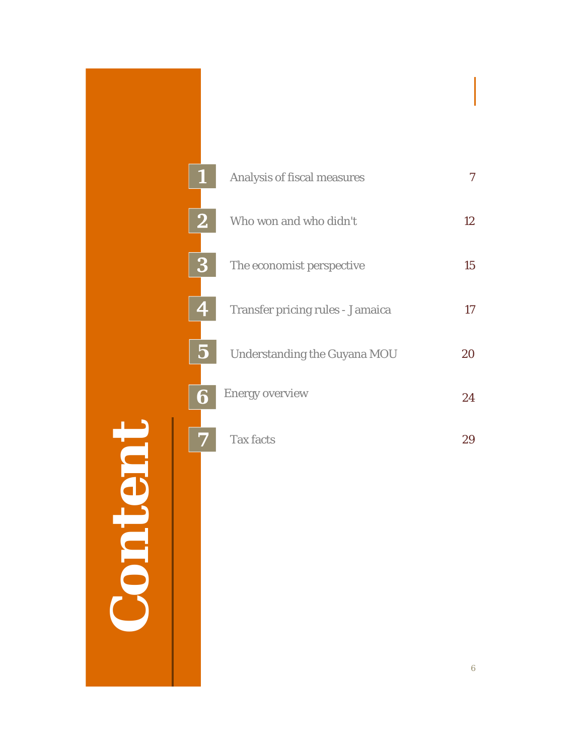# Content

| | | |
|---|---|---|
| 1 | Analysis of fiscal measures | 7 |
| 2 | Who won and who didn't | 12 |
| 3 | The economist perspective | 15 |
| 4 | Transfer pricing rules - Jamaica | 17 |
| 5 | Understanding the Guyana MOU | 20 |
| 6 | Energy overview | 24 |
| 7 | Tax facts | 29 |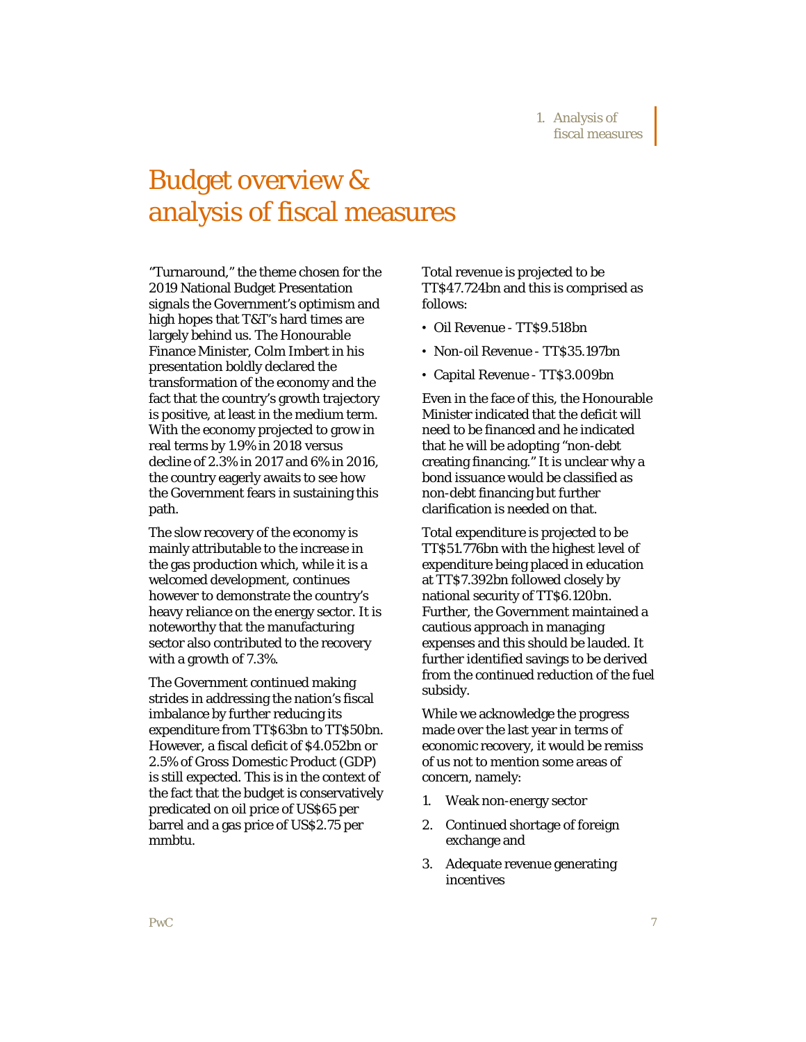# Budget overview & analysis of fiscal measures

"Turnaround," the theme chosen for the 2019 National Budget Presentation signals the Government's optimism and high hopes that T&T's hard times are largely behind us. The Honourable Finance Minister, Colm Imbert in his presentation boldly declared the transformation of the economy and the fact that the country's growth trajectory is positive, at least in the medium term. With the economy projected to grow in real terms by 1.9% in 2018 versus decline of 2.3% in 2017 and 6% in 2016, the country eagerly awaits to see how the Government fears in sustaining this path.

The slow recovery of the economy is mainly attributable to the increase in the gas production which, while it is a welcomed development, continues however to demonstrate the country's heavy reliance on the energy sector. It is noteworthy that the manufacturing sector also contributed to the recovery with a growth of 7.3%.

The Government continued making strides in addressing the nation's fiscal imbalance by further reducing its expenditure from TT$63bn to TT$50bn. However, a fiscal deficit of $4.052bn or 2.5% of Gross Domestic Product (GDP) is still expected. This is in the context of the fact that the budget is conservatively predicated on oil price of US$65 per barrel and a gas price of US$2.75 per mmbtu.

Total revenue is projected to be TT$47.724bn and this is comprised as follows:

- Oil Revenue - TT$9.518bn
- Non-oil Revenue - TT$35.197bn
- Capital Revenue - TT$3.009bn

Even in the face of this, the Honourable Minister indicated that the deficit will need to be financed and he indicated that he will be adopting "non-debt creating financing." It is unclear why a bond issuance would be classified as non-debt financing but further clarification is needed on that.

Total expenditure is projected to be TT$51.776bn with the highest level of expenditure being placed in education at TT$7.392bn followed closely by national security of TT$6.120bn. Further, the Government maintained a cautious approach in managing expenses and this should be lauded. It further identified savings to be derived from the continued reduction of the fuel subsidy.

While we acknowledge the progress made over the last year in terms of economic recovery, it would be remiss of us not to mention some areas of concern, namely:

1. Weak non-energy sector
2. Continued shortage of foreign exchange and
3. Adequate revenue generating incentives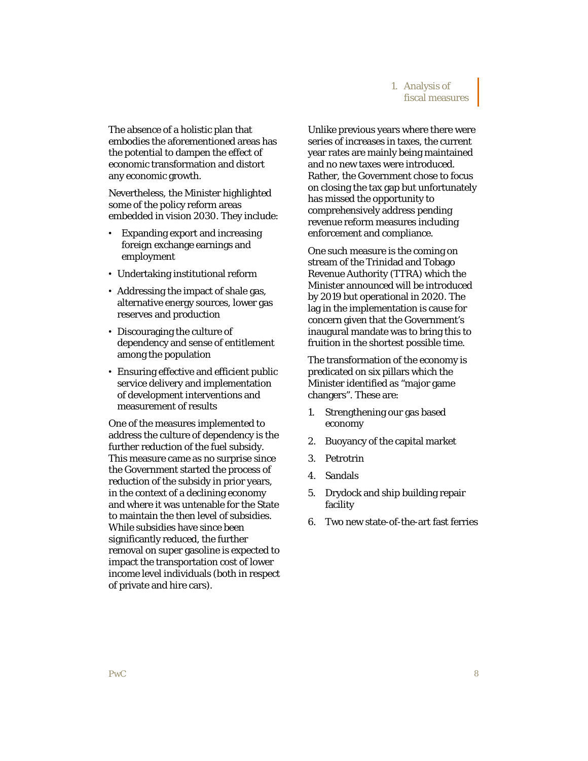The absence of a holistic plan that embodies the aforementioned areas has the potential to dampen the effect of economic transformation and distort any economic growth.

Nevertheless, the Minister highlighted some of the policy reform areas embedded in vision 2030. They include:

- Expanding export and increasing foreign exchange earnings and employment
- Undertaking institutional reform
- Addressing the impact of shale gas, alternative energy sources, lower gas reserves and production
- Discouraging the culture of dependency and sense of entitlement among the population
- Ensuring effective and efficient public service delivery and implementation of development interventions and measurement of results

One of the measures implemented to address the culture of dependency is the further reduction of the fuel subsidy. This measure came as no surprise since the Government started the process of reduction of the subsidy in prior years, in the context of a declining economy and where it was untenable for the State to maintain the then level of subsidies. While subsidies have since been significantly reduced, the further removal on super gasoline is expected to impact the transportation cost of lower income level individuals (both in respect of private and hire cars).

Unlike previous years where there were series of increases in taxes, the current year rates are mainly being maintained and no new taxes were introduced. Rather, the Government chose to focus on closing the tax gap but unfortunately has missed the opportunity to comprehensively address pending revenue reform measures including enforcement and compliance.

One such measure is the coming on stream of the Trinidad and Tobago Revenue Authority (TTRA) which the Minister announced will be introduced by 2019 but operational in 2020. The lag in the implementation is cause for concern given that the Government's inaugural mandate was to bring this to fruition in the shortest possible time.

The transformation of the economy is predicated on six pillars which the Minister identified as "major game changers". These are:

1. Strengthening our gas based economy
2. Buoyancy of the capital market
3. Petrotrin
4. Sandals
5. Drydock and ship building repair facility
6. Two new state-of-the-art fast ferries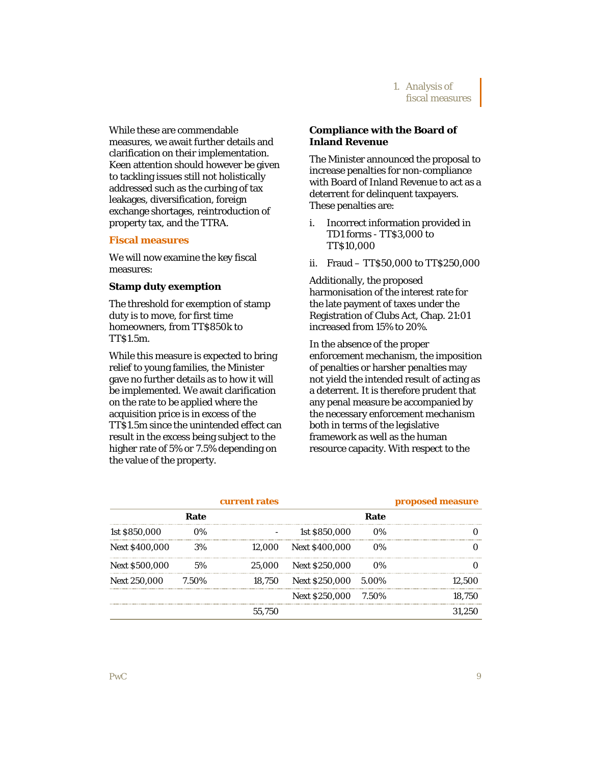While these are commendable measures, we await further details and clarification on their implementation. Keen attention should however be given to tackling issues still not holistically addressed such as the curbing of tax leakages, diversification, foreign exchange shortages, reintroduction of property tax, and the TTRA.

## Fiscal measures

We will now examine the key fiscal measures:

### Stamp duty exemption

The threshold for exemption of stamp duty is to move, for first time homeowners, from TT$850k to TT$1.5m.

While this measure is expected to bring relief to young families, the Minister gave no further details as to how it will be implemented. We await clarification on the rate to be applied where the acquisition price is in excess of the TT$1.5m since the unintended effect can result in the excess being subject to the higher rate of 5% or 7.5% depending on the value of the property.

### Compliance with the Board of Inland Revenue

The Minister announced the proposal to increase penalties for non-compliance with Board of Inland Revenue to act as a deterrent for delinquent taxpayers. These penalties are:

i. Incorrect information provided in TD1 forms - TT$3,000 to TT$10,000

ii. Fraud – TT$50,000 to TT$250,000

Additionally, the proposed harmonisation of the interest rate for the late payment of taxes under the Registration of Clubs Act, Chap. 21:01 increased from 15% to 20%.

In the absence of the proper enforcement mechanism, the imposition of penalties or harsher penalties may not yield the intended result of acting as a deterrent. It is therefore prudent that any penal measure be accompanied by the necessary enforcement mechanism both in terms of the legislative framework as well as the human resource capacity. With respect to the

| current rates | | | proposed measure | | |
|---|---|---|---|---|---|
| | Rate | | | Rate | |
| 1st $850,000 | 0% | - | 1st $850,000 | 0% | 0 |
| Next $400,000 | 3% | 12,000 | Next $400,000 | 0% | 0 |
| Next $500,000 | 5% | 25,000 | Next $250,000 | 0% | 0 |
| Next 250,000 | 7.50% | 18,750 | Next $250,000 | 5.00% | 12,500 |
| | | | Next $250,000 | 7.50% | 18,750 |
| | | 55,750 | | | 31,250 |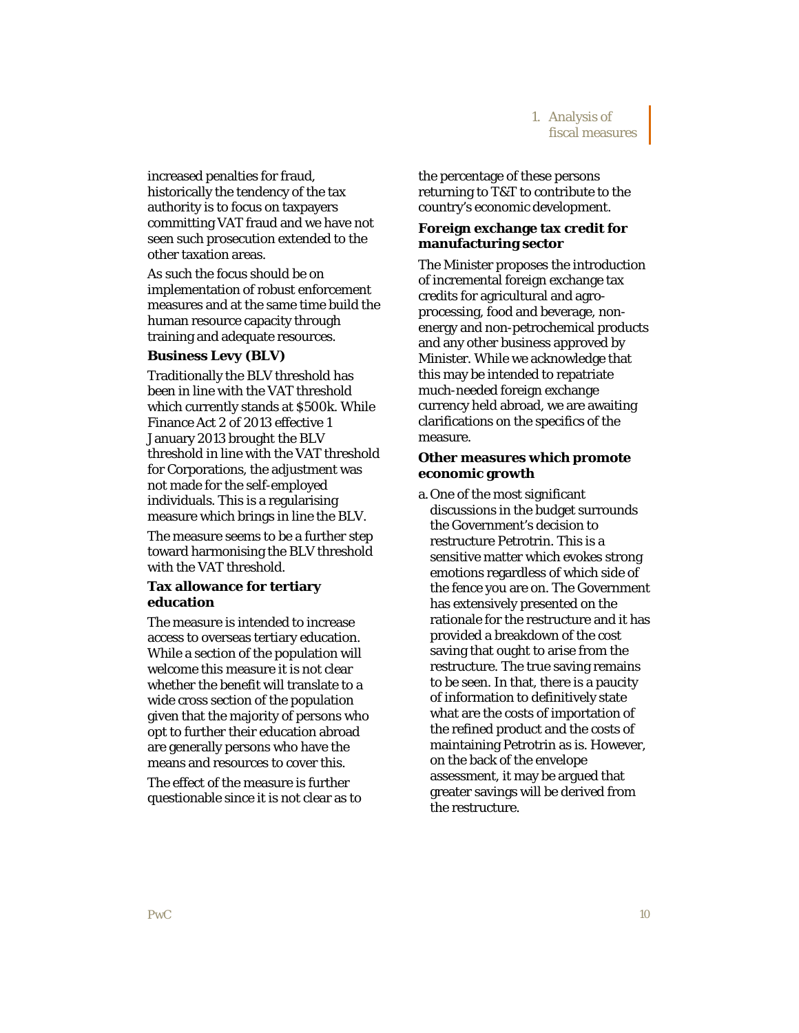increased penalties for fraud, historically the tendency of the tax authority is to focus on taxpayers committing VAT fraud and we have not seen such prosecution extended to the other taxation areas.

As such the focus should be on implementation of robust enforcement measures and at the same time build the human resource capacity through training and adequate resources.

**Business Levy (BLV)**

Traditionally the BLV threshold has been in line with the VAT threshold which currently stands at $500k. While Finance Act 2 of 2013 effective 1 January 2013 brought the BLV threshold in line with the VAT threshold for Corporations, the adjustment was not made for the self-employed individuals. This is a regularising measure which brings in line the BLV.

The measure seems to be a further step toward harmonising the BLV threshold with the VAT threshold.

**Tax allowance for tertiary education**

The measure is intended to increase access to overseas tertiary education. While a section of the population will welcome this measure it is not clear whether the benefit will translate to a wide cross section of the population given that the majority of persons who opt to further their education abroad are generally persons who have the means and resources to cover this.

The effect of the measure is further questionable since it is not clear as to the percentage of these persons returning to T&T to contribute to the country's economic development.

**Foreign exchange tax credit for manufacturing sector**

The Minister proposes the introduction of incremental foreign exchange tax credits for agricultural and agro-processing, food and beverage, non-energy and non-petrochemical products and any other business approved by Minister. While we acknowledge that this may be intended to repatriate much-needed foreign exchange currency held abroad, we are awaiting clarifications on the specifics of the measure.

**Other measures which promote economic growth**

a. One of the most significant discussions in the budget surrounds the Government's decision to restructure Petrotrin. This is a sensitive matter which evokes strong emotions regardless of which side of the fence you are on. The Government has extensively presented on the rationale for the restructure and it has provided a breakdown of the cost saving that ought to arise from the restructure. The true saving remains to be seen. In that, there is a paucity of information to definitively state what are the costs of importation of the refined product and the costs of maintaining Petrotrin as is. However, on the back of the envelope assessment, it may be argued that greater savings will be derived from the restructure.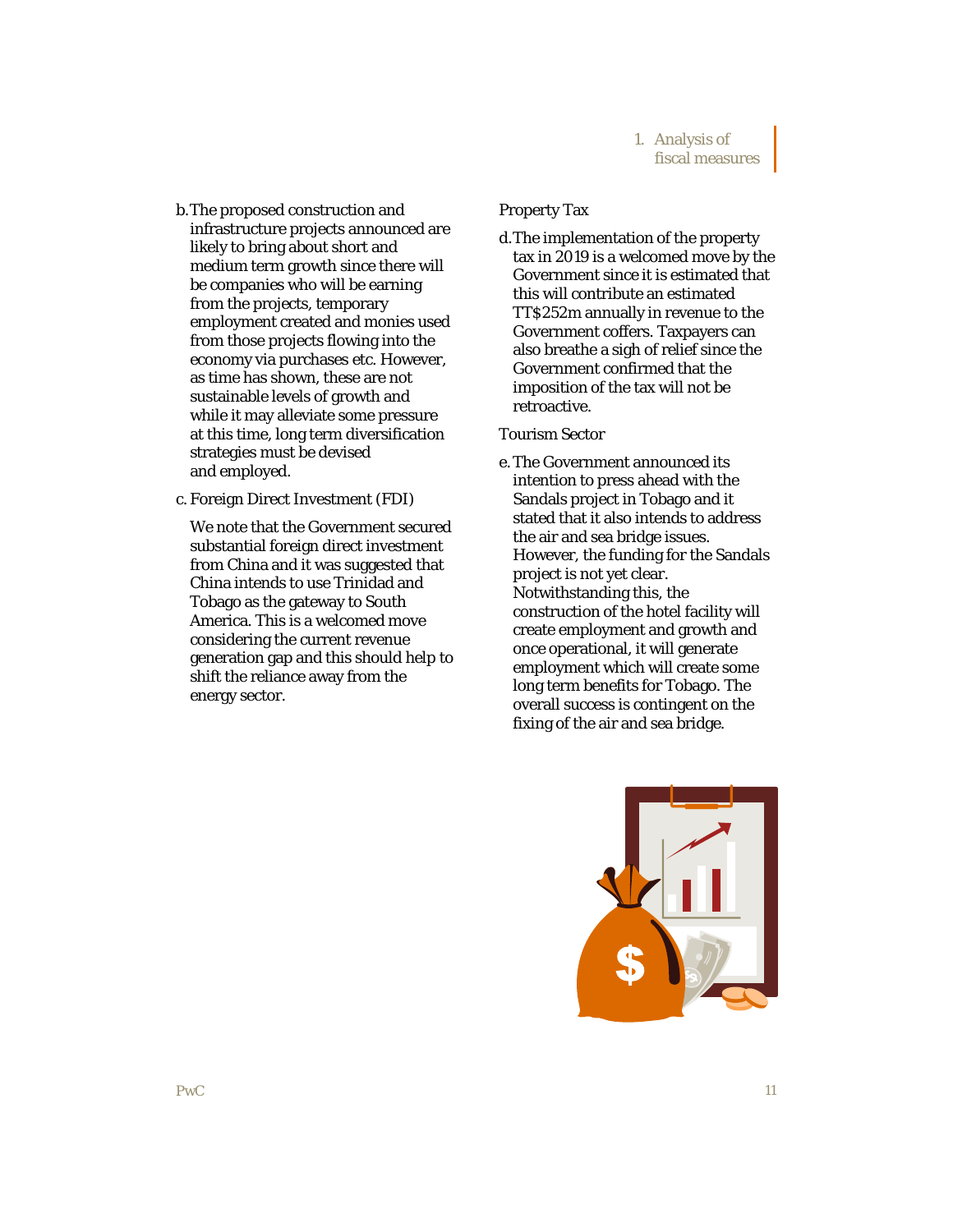b. The proposed construction and infrastructure projects announced are likely to bring about short and medium term growth since there will be companies who will be earning from the projects, temporary employment created and monies used from those projects flowing into the economy via purchases etc. However, as time has shown, these are not sustainable levels of growth and while it may alleviate some pressure at this time, long term diversification strategies must be devised and employed.

c. Foreign Direct Investment (FDI)

   We note that the Government secured substantial foreign direct investment from China and it was suggested that China intends to use Trinidad and Tobago as the gateway to South America. This is a welcomed move considering the current revenue generation gap and this should help to shift the reliance away from the energy sector.

Property Tax

d. The implementation of the property tax in 2019 is a welcomed move by the Government since it is estimated that this will contribute an estimated TT$252m annually in revenue to the Government coffers. Taxpayers can also breathe a sigh of relief since the Government confirmed that the imposition of the tax will not be retroactive.

Tourism Sector

e. The Government announced its intention to press ahead with the Sandals project in Tobago and it stated that it also intends to address the air and sea bridge issues. However, the funding for the Sandals project is not yet clear. Notwithstanding this, the construction of the hotel facility will create employment and growth and once operational, it will generate employment which will create some long term benefits for Tobago. The overall success is contingent on the fixing of the air and sea bridge.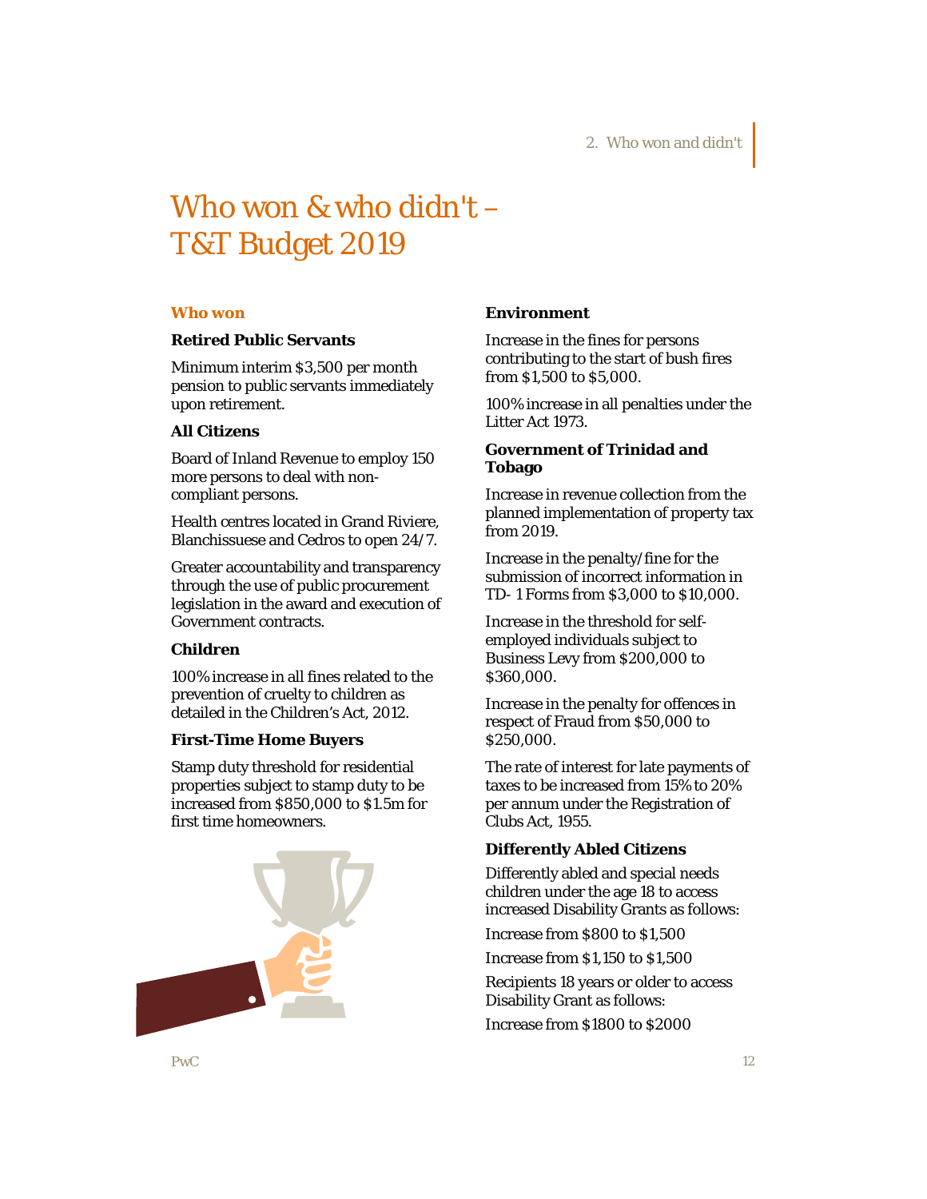# Who won & who didn't – T&T Budget 2019

## Who won

### Retired Public Servants

Minimum interim $3,500 per month pension to public servants immediately upon retirement.

### All Citizens

Board of Inland Revenue to employ 150 more persons to deal with non-compliant persons.

Health centres located in Grand Riviere, Blanchissuese and Cedros to open 24/7.

Greater accountability and transparency through the use of public procurement legislation in the award and execution of Government contracts.

### Children

100% increase in all fines related to the prevention of cruelty to children as detailed in the Children's Act, 2012.

### First-Time Home Buyers

Stamp duty threshold for residential properties subject to stamp duty to be increased from $850,000 to $1.5m for first time homeowners.

### Environment

Increase in the fines for persons contributing to the start of bush fires from $1,500 to $5,000.

100% increase in all penalties under the Litter Act 1973.

### Government of Trinidad and Tobago

Increase in revenue collection from the planned implementation of property tax from 2019.

Increase in the penalty/fine for the submission of incorrect information in TD- 1 Forms from $3,000 to $10,000.

Increase in the threshold for self-employed individuals subject to Business Levy from $200,000 to $360,000.

Increase in the penalty for offences in respect of Fraud from $50,000 to $250,000.

The rate of interest for late payments of taxes to be increased from 15% to 20% per annum under the Registration of Clubs Act, 1955.

### Differently Abled Citizens

Differently abled and special needs children under the age 18 to access increased Disability Grants as follows:

Increase from $800 to $1,500

Increase from $1,150 to $1,500

Recipients 18 years or older to access Disability Grant as follows:

Increase from $1800 to $2000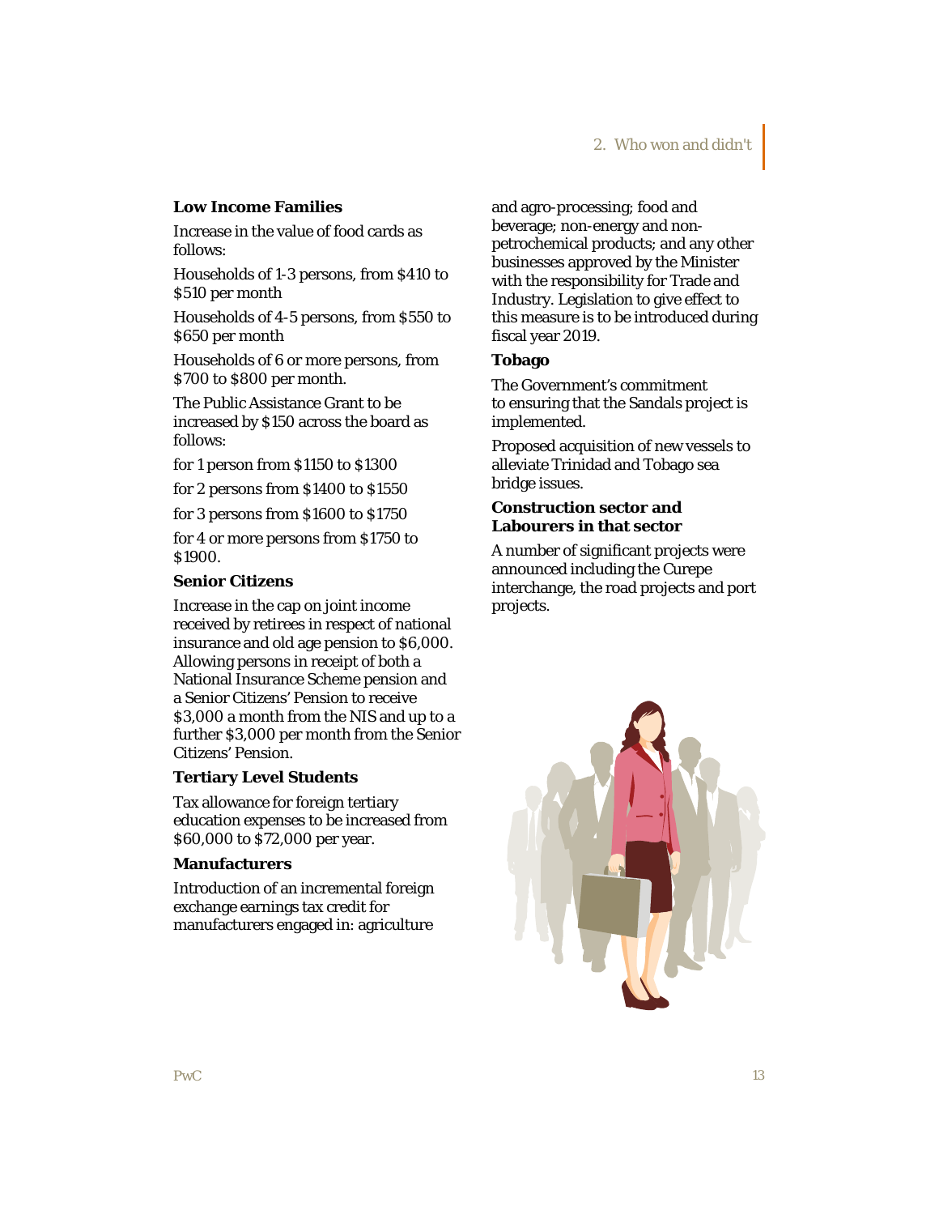### Low Income Families

Increase in the value of food cards as follows:

Households of 1-3 persons, from $410 to $510 per month

Households of 4-5 persons, from $550 to $650 per month

Households of 6 or more persons, from $700 to $800 per month.

The Public Assistance Grant to be increased by $150 across the board as follows:

for 1 person from $1150 to $1300

for 2 persons from $1400 to $1550

for 3 persons from $1600 to $1750

for 4 or more persons from $1750 to $1900.

### Senior Citizens

Increase in the cap on joint income received by retirees in respect of national insurance and old age pension to $6,000. Allowing persons in receipt of both a National Insurance Scheme pension and a Senior Citizens' Pension to receive $3,000 a month from the NIS and up to a further $3,000 per month from the Senior Citizens' Pension.

### Tertiary Level Students

Tax allowance for foreign tertiary education expenses to be increased from $60,000 to $72,000 per year.

### Manufacturers

Introduction of an incremental foreign exchange earnings tax credit for manufacturers engaged in: agriculture and agro-processing; food and beverage; non-energy and non-petrochemical products; and any other businesses approved by the Minister with the responsibility for Trade and Industry. Legislation to give effect to this measure is to be introduced during fiscal year 2019.

### Tobago

The Government's commitment to ensuring that the Sandals project is implemented.

Proposed acquisition of new vessels to alleviate Trinidad and Tobago sea bridge issues.

### Construction sector and Labourers in that sector

A number of significant projects were announced including the Curepe interchange, the road projects and port projects.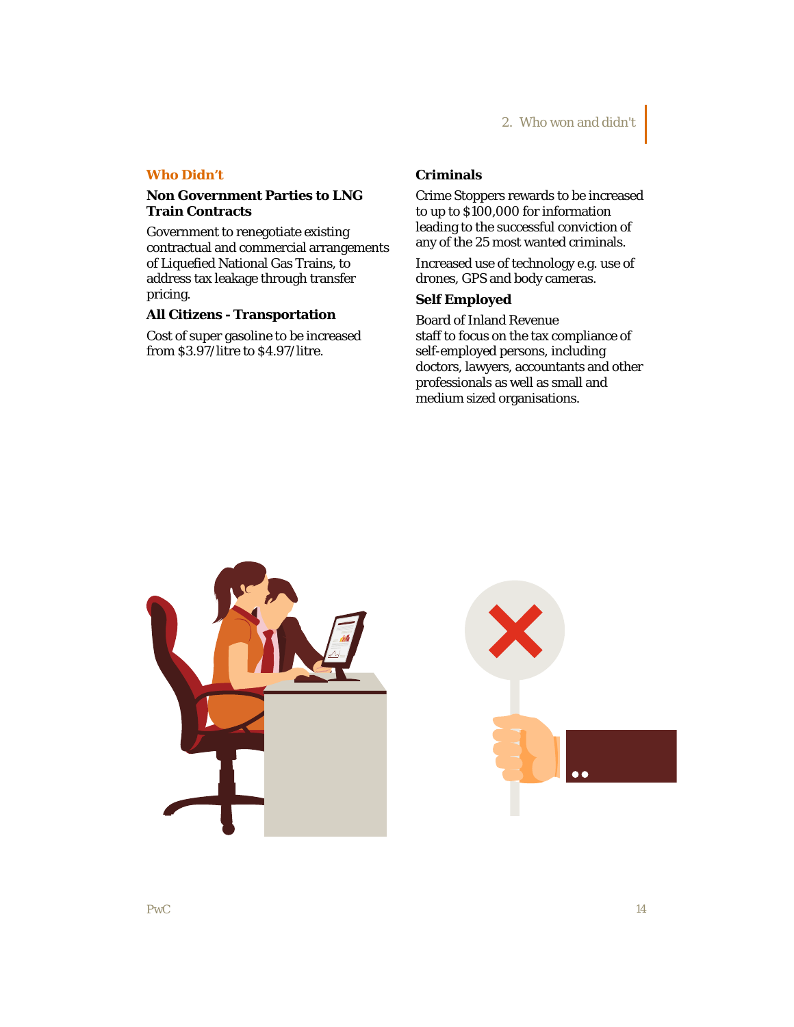## Who Didn't

### Non Government Parties to LNG Train Contracts

Government to renegotiate existing contractual and commercial arrangements of Liquefied National Gas Trains, to address tax leakage through transfer pricing.

### All Citizens - Transportation

Cost of super gasoline to be increased from $3.97/litre to $4.97/litre.

### Criminals

Crime Stoppers rewards to be increased to up to $100,000 for information leading to the successful conviction of any of the 25 most wanted criminals.

Increased use of technology e.g. use of drones, GPS and body cameras.

### Self Employed

Board of Inland Revenue staff to focus on the tax compliance of self-employed persons, including doctors, lawyers, accountants and other professionals as well as small and medium sized organisations.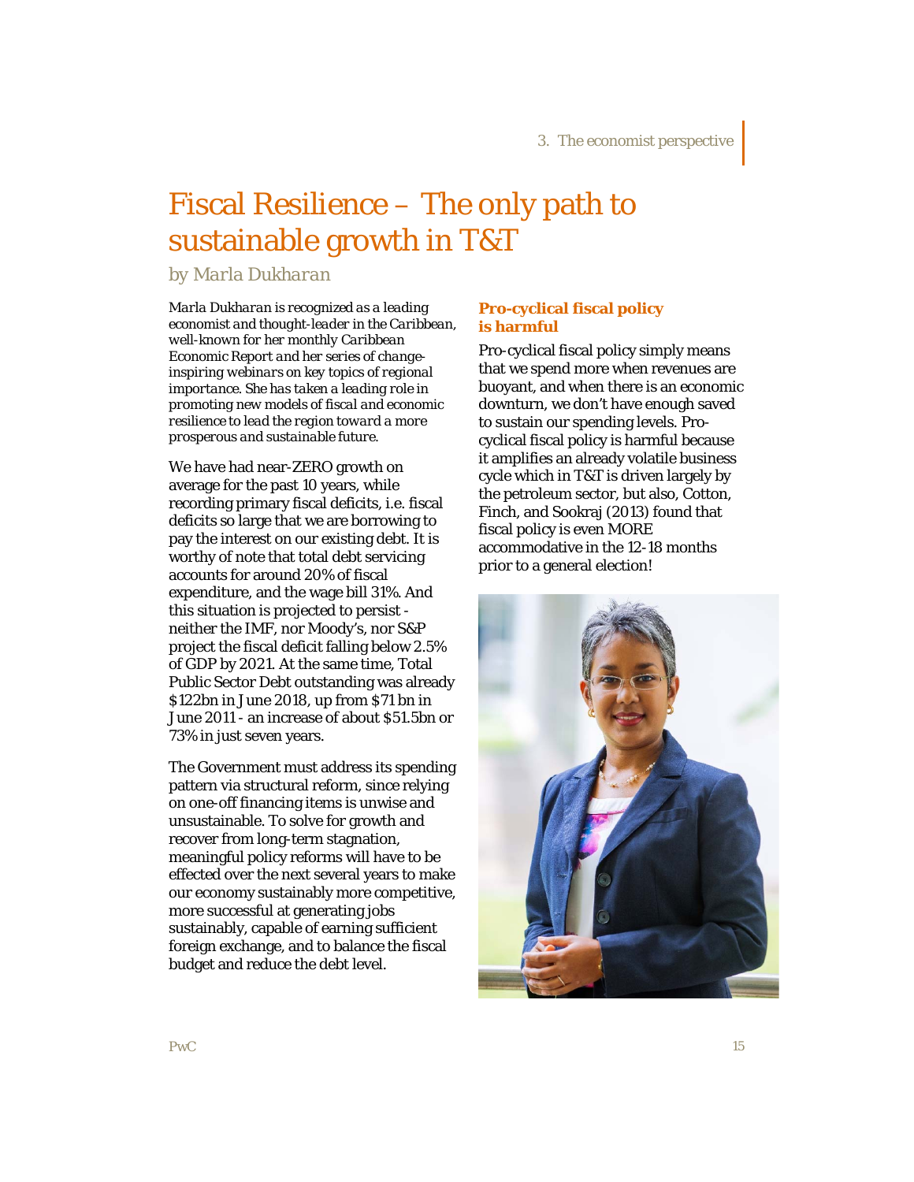# Fiscal Resilience – The only path to sustainable growth in T&T

*by Marla Dukharan*

*Marla Dukharan is recognized as a leading economist and thought-leader in the Caribbean, well-known for her monthly Caribbean Economic Report and her series of change-inspiring webinars on key topics of regional importance. She has taken a leading role in promoting new models of fiscal and economic resilience to lead the region toward a more prosperous and sustainable future.*

We have had near-ZERO growth on average for the past 10 years, while recording primary fiscal deficits, i.e. fiscal deficits so large that we are borrowing to pay the interest on our existing debt. It is worthy of note that total debt servicing accounts for around 20% of fiscal expenditure, and the wage bill 31%. And this situation is projected to persist - neither the IMF, nor Moody's, nor S&P project the fiscal deficit falling below 2.5% of GDP by 2021. At the same time, Total Public Sector Debt outstanding was already $122bn in June 2018, up from $71 bn in June 2011 - an increase of about $51.5bn or 73% in just seven years.

The Government must address its spending pattern via structural reform, since relying on one-off financing items is unwise and unsustainable. To solve for growth and recover from long-term stagnation, meaningful policy reforms will have to be effected over the next several years to make our economy sustainably more competitive, more successful at generating jobs sustainably, capable of earning sufficient foreign exchange, and to balance the fiscal budget and reduce the debt level.

### Pro-cyclical fiscal policy is harmful

Pro-cyclical fiscal policy simply means that we spend more when revenues are buoyant, and when there is an economic downturn, we don't have enough saved to sustain our spending levels. Pro-cyclical fiscal policy is harmful because it amplifies an already volatile business cycle which in T&T is driven largely by the petroleum sector, but also, Cotton, Finch, and Sookraj (2013) found that fiscal policy is even MORE accommodative in the 12-18 months prior to a general election!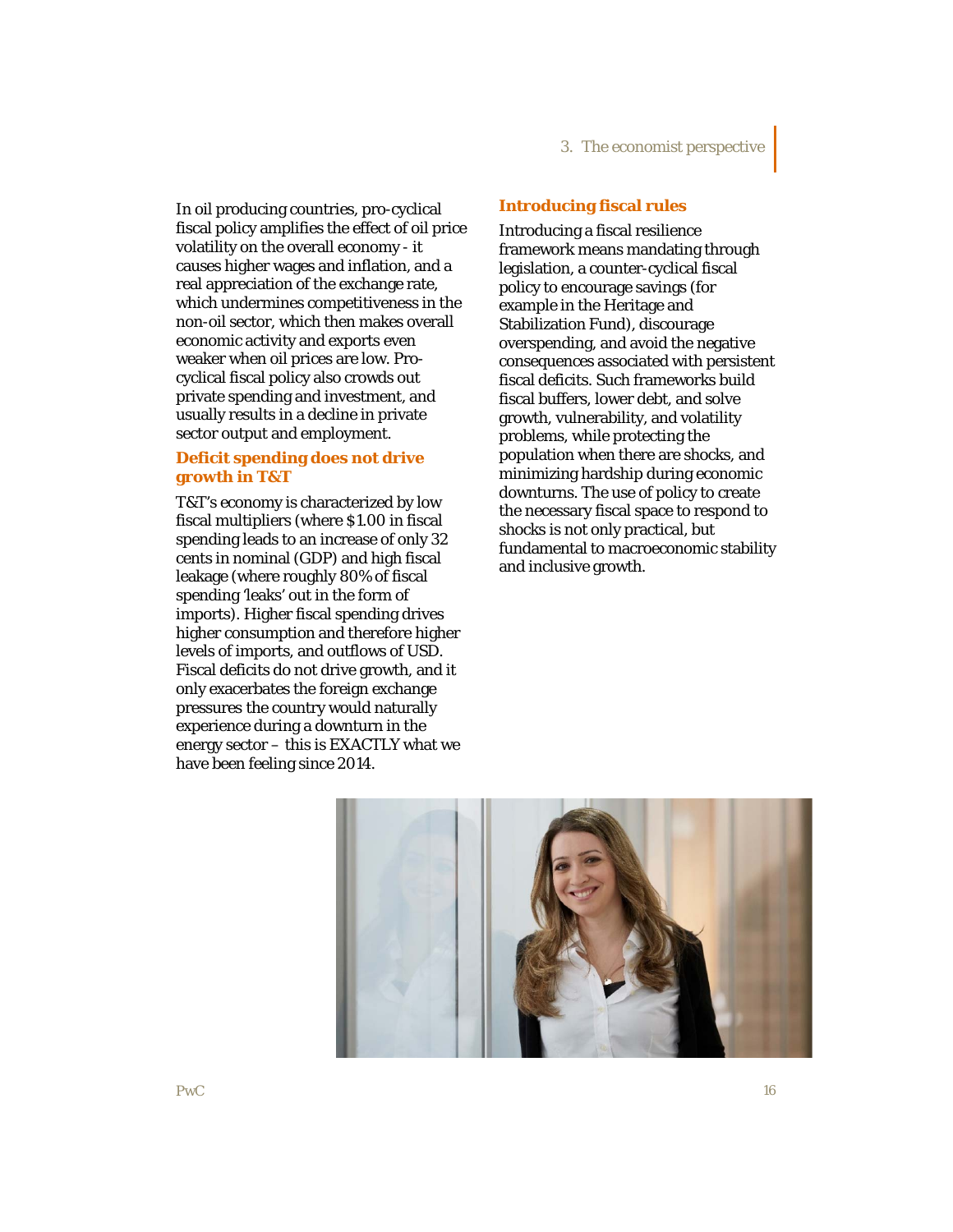In oil producing countries, pro-cyclical fiscal policy amplifies the effect of oil price volatility on the overall economy - it causes higher wages and inflation, and a real appreciation of the exchange rate, which undermines competitiveness in the non-oil sector, which then makes overall economic activity and exports even weaker when oil prices are low. Pro-cyclical fiscal policy also crowds out private spending and investment, and usually results in a decline in private sector output and employment.

## Deficit spending does not drive growth in T&T

T&T's economy is characterized by low fiscal multipliers (where $1.00 in fiscal spending leads to an increase of only 32 cents in nominal (GDP) and high fiscal leakage (where roughly 80% of fiscal spending 'leaks' out in the form of imports). Higher fiscal spending drives higher consumption and therefore higher levels of imports, and outflows of USD. Fiscal deficits do not drive growth, and it only exacerbates the foreign exchange pressures the country would naturally experience during a downturn in the energy sector – this is EXACTLY what we have been feeling since 2014.

## Introducing fiscal rules

Introducing a fiscal resilience framework means mandating through legislation, a counter-cyclical fiscal policy to encourage savings (for example in the Heritage and Stabilization Fund), discourage overspending, and avoid the negative consequences associated with persistent fiscal deficits. Such frameworks build fiscal buffers, lower debt, and solve growth, vulnerability, and volatility problems, while protecting the population when there are shocks, and minimizing hardship during economic downturns. The use of policy to create the necessary fiscal space to respond to shocks is not only practical, but fundamental to macroeconomic stability and inclusive growth.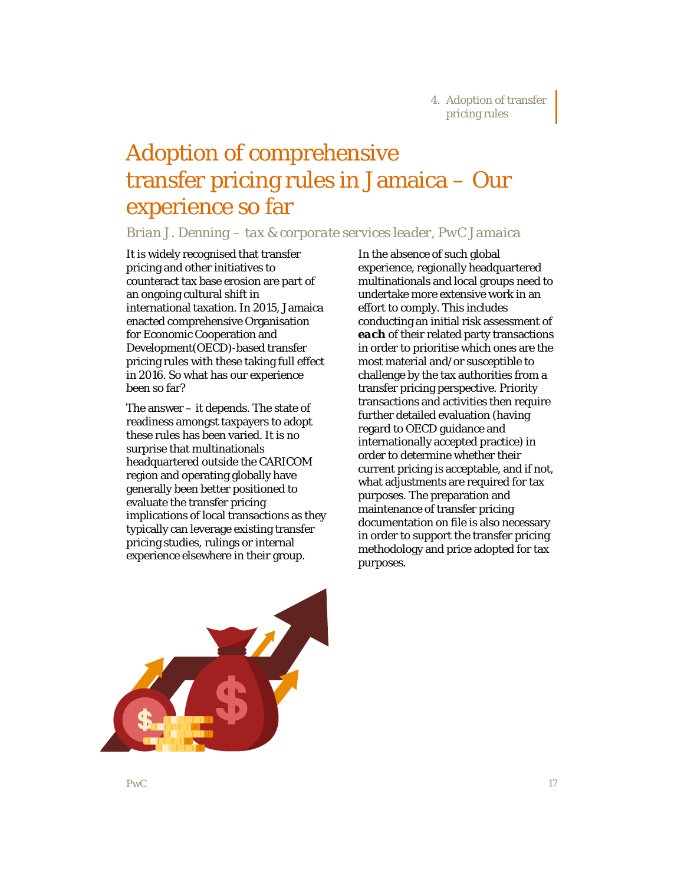# Adoption of comprehensive transfer pricing rules in Jamaica – Our experience so far

*Brian J. Denning – tax & corporate services leader, PwC Jamaica*

It is widely recognised that transfer pricing and other initiatives to counteract tax base erosion are part of an ongoing cultural shift in international taxation. In 2015, Jamaica enacted comprehensive Organisation for Economic Cooperation and Development(OECD)-based transfer pricing rules with these taking full effect in 2016. So what has our experience been so far?

The answer – it depends. The state of readiness amongst taxpayers to adopt these rules has been varied. It is no surprise that multinationals headquartered outside the CARICOM region and operating globally have generally been better positioned to evaluate the transfer pricing implications of local transactions as they typically can leverage existing transfer pricing studies, rulings or internal experience elsewhere in their group.

In the absence of such global experience, regionally headquartered multinationals and local groups need to undertake more extensive work in an effort to comply. This includes conducting an initial risk assessment of ***each*** of their related party transactions in order to prioritise which ones are the most material and/or susceptible to challenge by the tax authorities from a transfer pricing perspective. Priority transactions and activities then require further detailed evaluation (having regard to OECD guidance and internationally accepted practice) in order to determine whether their current pricing is acceptable, and if not, what adjustments are required for tax purposes. The preparation and maintenance of transfer pricing documentation on file is also necessary in order to support the transfer pricing methodology and price adopted for tax purposes.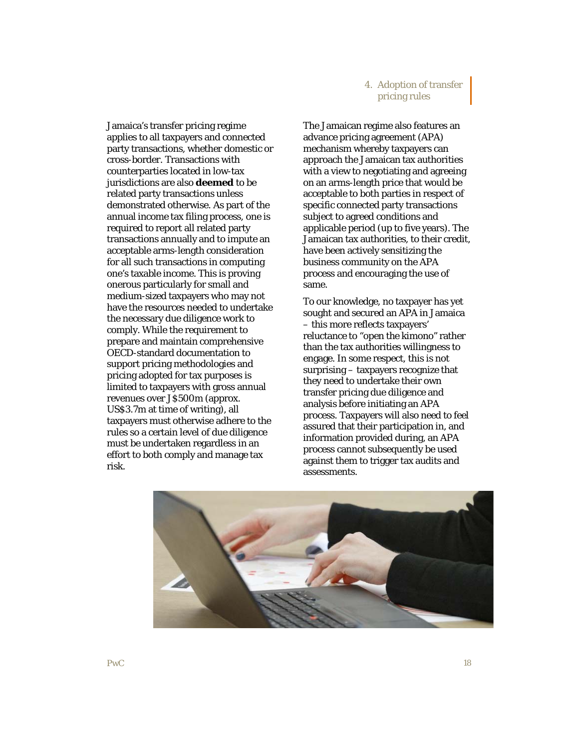Jamaica's transfer pricing regime applies to all taxpayers and connected party transactions, whether domestic or cross-border. Transactions with counterparties located in low-tax jurisdictions are also **deemed** to be related party transactions unless demonstrated otherwise. As part of the annual income tax filing process, one is required to report all related party transactions annually and to impute an acceptable arms-length consideration for all such transactions in computing one's taxable income. This is proving onerous particularly for small and medium-sized taxpayers who may not have the resources needed to undertake the necessary due diligence work to comply. While the requirement to prepare and maintain comprehensive OECD-standard documentation to support pricing methodologies and pricing adopted for tax purposes is limited to taxpayers with gross annual revenues over J$500m (approx. US$3.7m at time of writing), all taxpayers must otherwise adhere to the rules so a certain level of due diligence must be undertaken regardless in an effort to both comply and manage tax risk.

The Jamaican regime also features an advance pricing agreement (APA) mechanism whereby taxpayers can approach the Jamaican tax authorities with a view to negotiating and agreeing on an arms-length price that would be acceptable to both parties in respect of specific connected party transactions subject to agreed conditions and applicable period (up to five years). The Jamaican tax authorities, to their credit, have been actively sensitizing the business community on the APA process and encouraging the use of same.

To our knowledge, no taxpayer has yet sought and secured an APA in Jamaica – this more reflects taxpayers' reluctance to "open the kimono" rather than the tax authorities willingness to engage. In some respect, this is not surprising – taxpayers recognize that they need to undertake their own transfer pricing due diligence and analysis before initiating an APA process. Taxpayers will also need to feel assured that their participation in, and information provided during, an APA process cannot subsequently be used against them to trigger tax audits and assessments.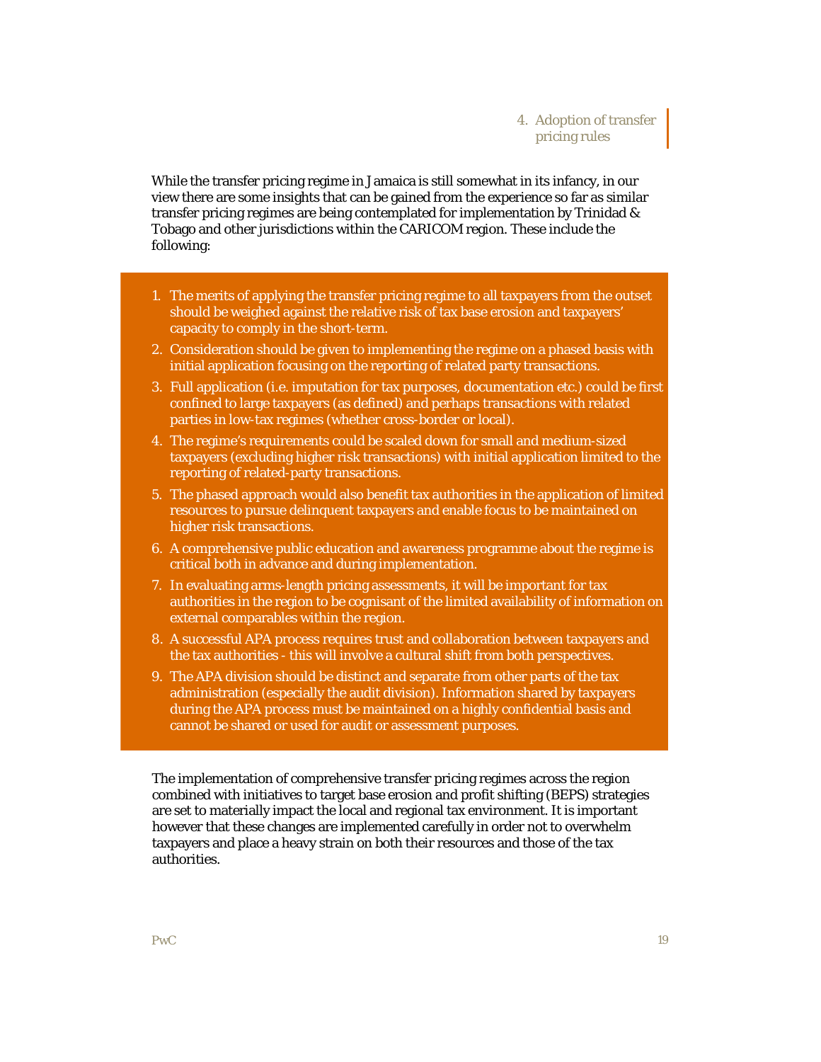While the transfer pricing regime in Jamaica is still somewhat in its infancy, in our view there are some insights that can be gained from the experience so far as similar transfer pricing regimes are being contemplated for implementation by Trinidad & Tobago and other jurisdictions within the CARICOM region. These include the following:

1. The merits of applying the transfer pricing regime to all taxpayers from the outset should be weighed against the relative risk of tax base erosion and taxpayers' capacity to comply in the short-term.
2. Consideration should be given to implementing the regime on a phased basis with initial application focusing on the reporting of related party transactions.
3. Full application (i.e. imputation for tax purposes, documentation etc.) could be first confined to large taxpayers (as defined) and perhaps transactions with related parties in low-tax regimes (whether cross-border or local).
4. The regime's requirements could be scaled down for small and medium-sized taxpayers (excluding higher risk transactions) with initial application limited to the reporting of related-party transactions.
5. The phased approach would also benefit tax authorities in the application of limited resources to pursue delinquent taxpayers and enable focus to be maintained on higher risk transactions.
6. A comprehensive public education and awareness programme about the regime is critical both in advance and during implementation.
7. In evaluating arms-length pricing assessments, it will be important for tax authorities in the region to be cognisant of the limited availability of information on external comparables within the region.
8. A successful APA process requires trust and collaboration between taxpayers and the tax authorities - this will involve a cultural shift from both perspectives.
9. The APA division should be distinct and separate from other parts of the tax administration (especially the audit division). Information shared by taxpayers during the APA process must be maintained on a highly confidential basis and cannot be shared or used for audit or assessment purposes.

The implementation of comprehensive transfer pricing regimes across the region combined with initiatives to target base erosion and profit shifting (BEPS) strategies are set to materially impact the local and regional tax environment. It is important however that these changes are implemented carefully in order not to overwhelm taxpayers and place a heavy strain on both their resources and those of the tax authorities.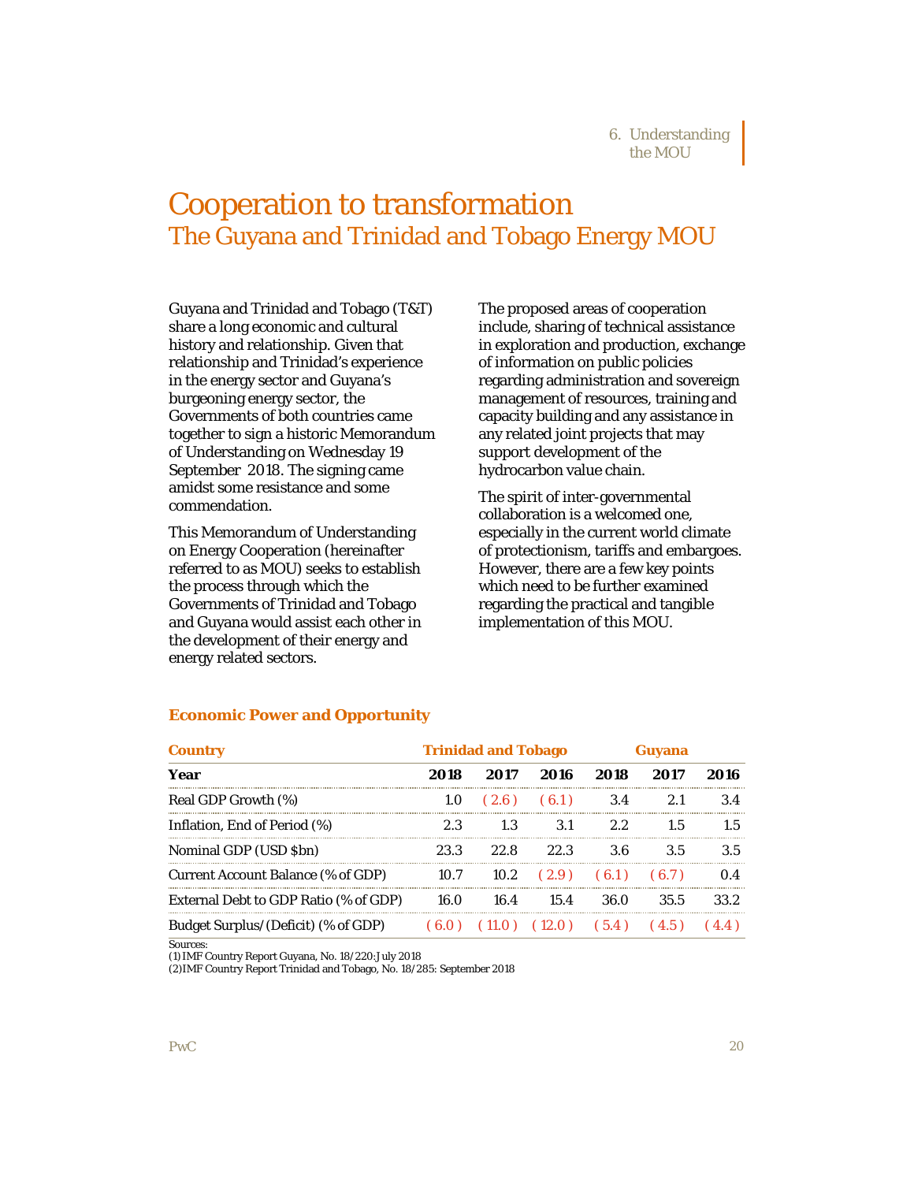# Cooperation to transformation

## The Guyana and Trinidad and Tobago Energy MOU

Guyana and Trinidad and Tobago (T&T) share a long economic and cultural history and relationship. Given that relationship and Trinidad's experience in the energy sector and Guyana's burgeoning energy sector, the Governments of both countries came together to sign a historic Memorandum of Understanding on Wednesday 19 September 2018. The signing came amidst some resistance and some commendation.

This Memorandum of Understanding on Energy Cooperation (hereinafter referred to as MOU) seeks to establish the process through which the Governments of Trinidad and Tobago and Guyana would assist each other in the development of their energy and energy related sectors.

The proposed areas of cooperation include, sharing of technical assistance in exploration and production, exchange of information on public policies regarding administration and sovereign management of resources, training and capacity building and any assistance in any related joint projects that may support development of the hydrocarbon value chain.

The spirit of inter-governmental collaboration is a welcomed one, especially in the current world climate of protectionism, tariffs and embargoes. However, there are a few key points which need to be further examined regarding the practical and tangible implementation of this MOU.

### Economic Power and Opportunity

| Country | Trinidad and Tobago | | | Guyana | | |
|---|---|---|---|---|---|---|
| **Year** | **2018** | **2017** | **2016** | **2018** | **2017** | **2016** |
| Real GDP Growth (%) | 1.0 | ( 2.6 ) | ( 6.1 ) | 3.4 | 2.1 | 3.4 |
| Inflation, End of Period (%) | 2.3 | 1.3 | 3.1 | 2.2 | 1.5 | 1.5 |
| Nominal GDP (USD $bn) | 23.3 | 22.8 | 22.3 | 3.6 | 3.5 | 3.5 |
| Current Account Balance (% of GDP) | 10.7 | 10.2 | ( 2.9 ) | ( 6.1 ) | ( 6.7 ) | 0.4 |
| External Debt to GDP Ratio (% of GDP) | 16.0 | 16.4 | 15.4 | 36.0 | 35.5 | 33.2 |
| Budget Surplus/(Deficit) (% of GDP) | ( 6.0 ) | ( 11.0 ) | ( 12.0 ) | ( 5.4 ) | ( 4.5 ) | ( 4.4 ) |

Sources:
(1) IMF Country Report Guyana, No. 18/220:July 2018
(2) IMF Country Report Trinidad and Tobago, No. 18/285: September 2018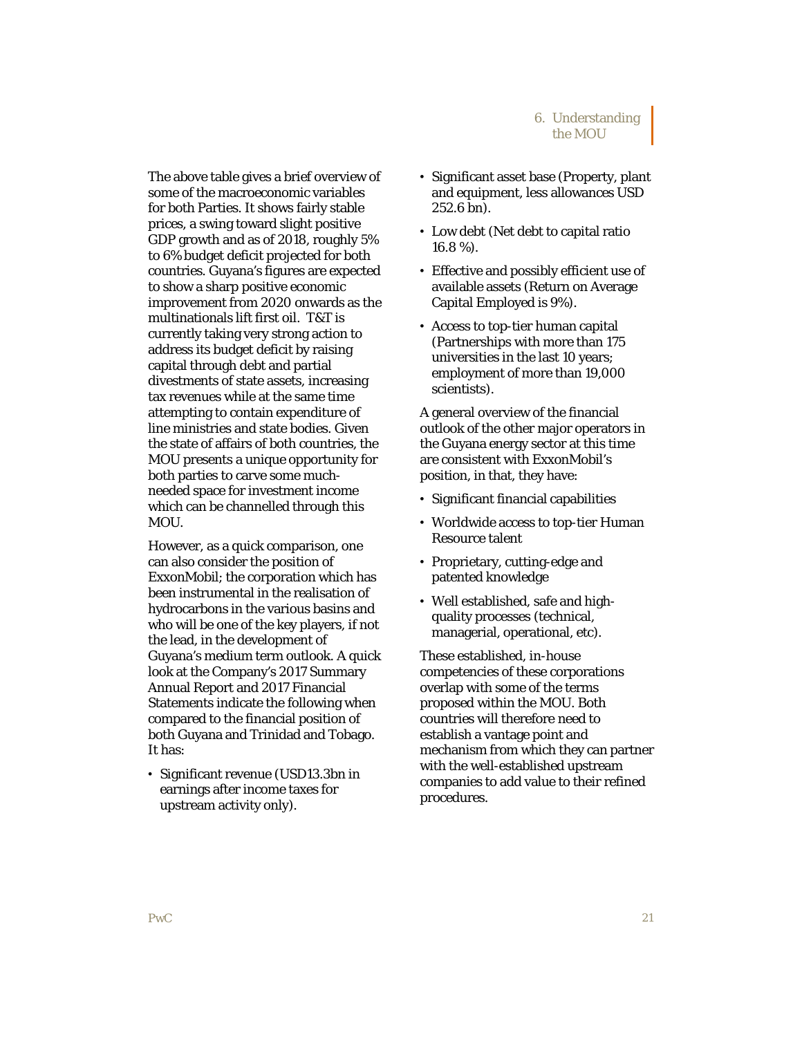The above table gives a brief overview of some of the macroeconomic variables for both Parties. It shows fairly stable prices, a swing toward slight positive GDP growth and as of 2018, roughly 5% to 6% budget deficit projected for both countries. Guyana's figures are expected to show a sharp positive economic improvement from 2020 onwards as the multinationals lift first oil. T&T is currently taking very strong action to address its budget deficit by raising capital through debt and partial divestments of state assets, increasing tax revenues while at the same time attempting to contain expenditure of line ministries and state bodies. Given the state of affairs of both countries, the MOU presents a unique opportunity for both parties to carve some much-needed space for investment income which can be channelled through this MOU.

However, as a quick comparison, one can also consider the position of ExxonMobil; the corporation which has been instrumental in the realisation of hydrocarbons in the various basins and who will be one of the key players, if not the lead, in the development of Guyana's medium term outlook. A quick look at the Company's 2017 Summary Annual Report and 2017 Financial Statements indicate the following when compared to the financial position of both Guyana and Trinidad and Tobago. It has:

- Significant revenue (USD13.3bn in earnings after income taxes for upstream activity only).
- Significant asset base (Property, plant and equipment, less allowances USD 252.6 bn).
- Low debt (Net debt to capital ratio 16.8 %).
- Effective and possibly efficient use of available assets (Return on Average Capital Employed is 9%).
- Access to top-tier human capital (Partnerships with more than 175 universities in the last 10 years; employment of more than 19,000 scientists).

A general overview of the financial outlook of the other major operators in the Guyana energy sector at this time are consistent with ExxonMobil's position, in that, they have:

- Significant financial capabilities
- Worldwide access to top-tier Human Resource talent
- Proprietary, cutting-edge and patented knowledge
- Well established, safe and high-quality processes (technical, managerial, operational, etc).

These established, in-house competencies of these corporations overlap with some of the terms proposed within the MOU. Both countries will therefore need to establish a vantage point and mechanism from which they can partner with the well-established upstream companies to add value to their refined procedures.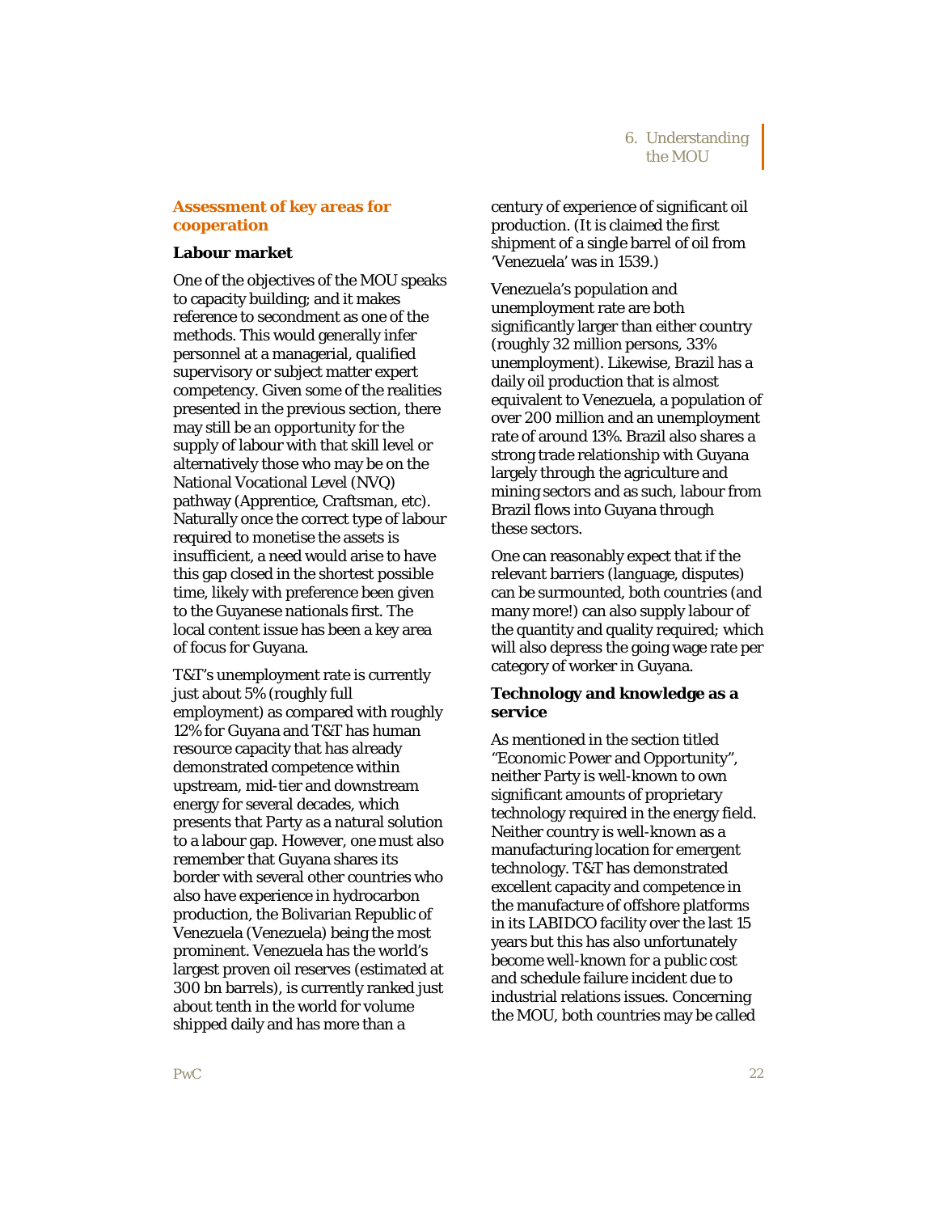## Assessment of key areas for cooperation

### Labour market

One of the objectives of the MOU speaks to capacity building; and it makes reference to secondment as one of the methods. This would generally infer personnel at a managerial, qualified supervisory or subject matter expert competency. Given some of the realities presented in the previous section, there may still be an opportunity for the supply of labour with that skill level or alternatively those who may be on the National Vocational Level (NVQ) pathway (Apprentice, Craftsman, etc). Naturally once the correct type of labour required to monetise the assets is insufficient, a need would arise to have this gap closed in the shortest possible time, likely with preference been given to the Guyanese nationals first. The local content issue has been a key area of focus for Guyana.

T&T's unemployment rate is currently just about 5% (roughly full employment) as compared with roughly 12% for Guyana and T&T has human resource capacity that has already demonstrated competence within upstream, mid-tier and downstream energy for several decades, which presents that Party as a natural solution to a labour gap. However, one must also remember that Guyana shares its border with several other countries who also have experience in hydrocarbon production, the Bolivarian Republic of Venezuela (Venezuela) being the most prominent. Venezuela has the world's largest proven oil reserves (estimated at 300 bn barrels), is currently ranked just about tenth in the world for volume shipped daily and has more than a century of experience of significant oil production. (It is claimed the first shipment of a single barrel of oil from 'Venezuela' was in 1539.)

Venezuela's population and unemployment rate are both significantly larger than either country (roughly 32 million persons, 33% unemployment). Likewise, Brazil has a daily oil production that is almost equivalent to Venezuela, a population of over 200 million and an unemployment rate of around 13%. Brazil also shares a strong trade relationship with Guyana largely through the agriculture and mining sectors and as such, labour from Brazil flows into Guyana through these sectors.

One can reasonably expect that if the relevant barriers (language, disputes) can be surmounted, both countries (and many more!) can also supply labour of the quantity and quality required; which will also depress the going wage rate per category of worker in Guyana.

### Technology and knowledge as a service

As mentioned in the section titled "Economic Power and Opportunity", neither Party is well-known to own significant amounts of proprietary technology required in the energy field. Neither country is well-known as a manufacturing location for emergent technology. T&T has demonstrated excellent capacity and competence in the manufacture of offshore platforms in its LABIDCO facility over the last 15 years but this has also unfortunately become well-known for a public cost and schedule failure incident due to industrial relations issues. Concerning the MOU, both countries may be called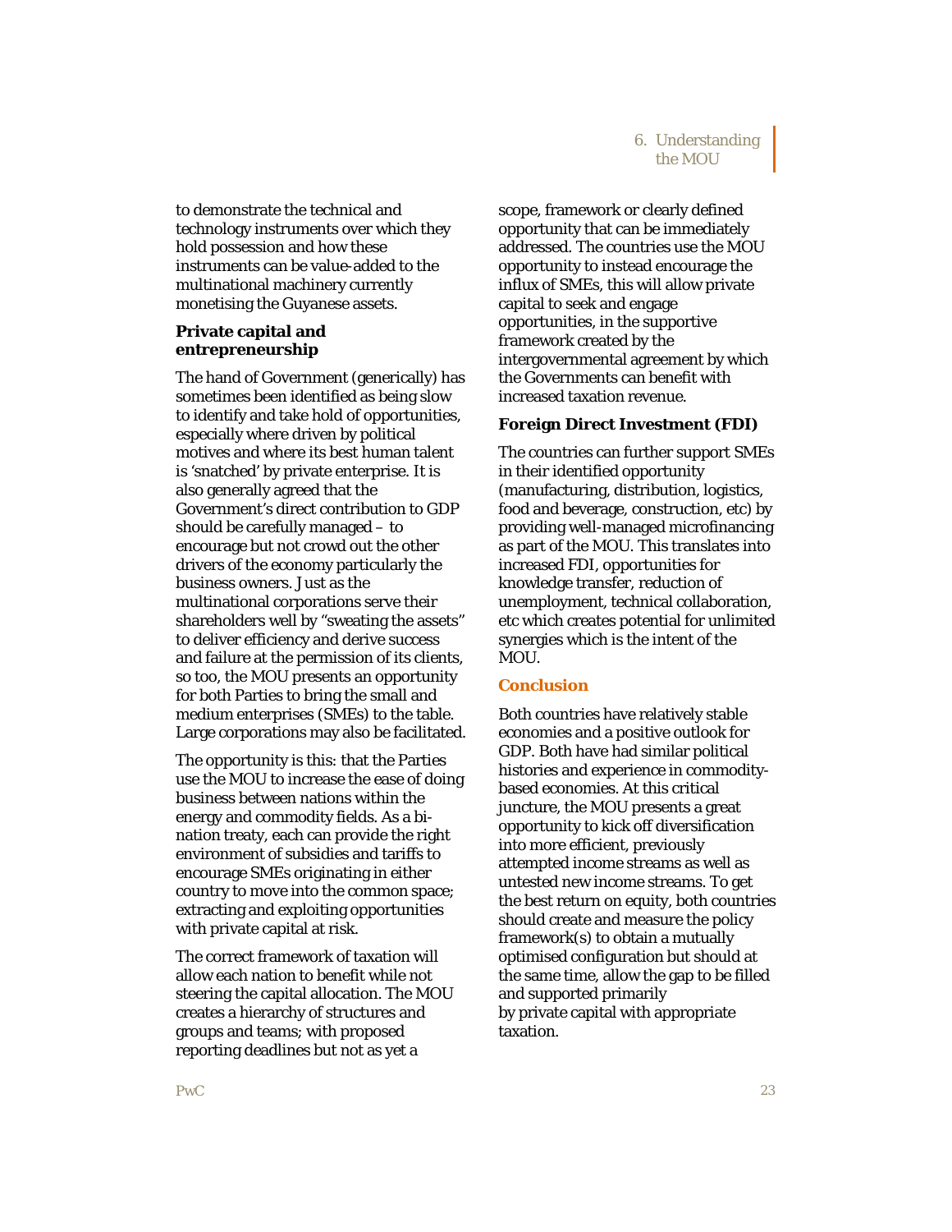to demonstrate the technical and technology instruments over which they hold possession and how these instruments can be value-added to the multinational machinery currently monetising the Guyanese assets.

### Private capital and entrepreneurship

The hand of Government (generically) has sometimes been identified as being slow to identify and take hold of opportunities, especially where driven by political motives and where its best human talent is 'snatched' by private enterprise. It is also generally agreed that the Government's direct contribution to GDP should be carefully managed – to encourage but not crowd out the other drivers of the economy particularly the business owners. Just as the multinational corporations serve their shareholders well by "sweating the assets" to deliver efficiency and derive success and failure at the permission of its clients, so too, the MOU presents an opportunity for both Parties to bring the small and medium enterprises (SMEs) to the table. Large corporations may also be facilitated.

The opportunity is this: that the Parties use the MOU to increase the ease of doing business between nations within the energy and commodity fields. As a bi-nation treaty, each can provide the right environment of subsidies and tariffs to encourage SMEs originating in either country to move into the common space; extracting and exploiting opportunities with private capital at risk.

The correct framework of taxation will allow each nation to benefit while not steering the capital allocation. The MOU creates a hierarchy of structures and groups and teams; with proposed reporting deadlines but not as yet a scope, framework or clearly defined opportunity that can be immediately addressed. The countries use the MOU opportunity to instead encourage the influx of SMEs, this will allow private capital to seek and engage opportunities, in the supportive framework created by the intergovernmental agreement by which the Governments can benefit with increased taxation revenue.

### Foreign Direct Investment (FDI)

The countries can further support SMEs in their identified opportunity (manufacturing, distribution, logistics, food and beverage, construction, etc) by providing well-managed microfinancing as part of the MOU. This translates into increased FDI, opportunities for knowledge transfer, reduction of unemployment, technical collaboration, etc which creates potential for unlimited synergies which is the intent of the MOU.

## Conclusion

Both countries have relatively stable economies and a positive outlook for GDP. Both have had similar political histories and experience in commodity-based economies. At this critical juncture, the MOU presents a great opportunity to kick off diversification into more efficient, previously attempted income streams as well as untested new income streams. To get the best return on equity, both countries should create and measure the policy framework(s) to obtain a mutually optimised configuration but should at the same time, allow the gap to be filled and supported primarily by private capital with appropriate taxation.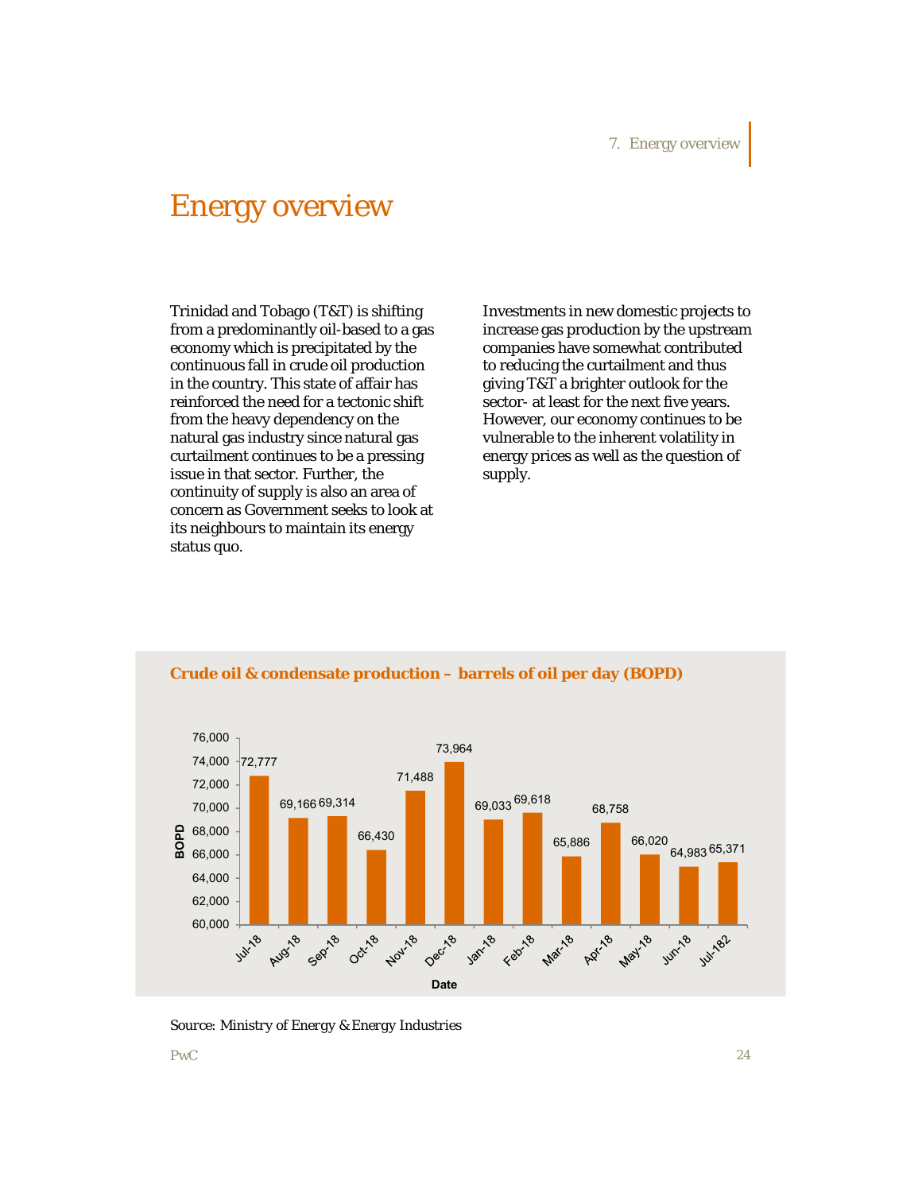# Energy overview

Trinidad and Tobago (T&T) is shifting from a predominantly oil-based to a gas economy which is precipitated by the continuous fall in crude oil production in the country. This state of affair has reinforced the need for a tectonic shift from the heavy dependency on the natural gas industry since natural gas curtailment continues to be a pressing issue in that sector. Further, the continuity of supply is also an area of concern as Government seeks to look at its neighbours to maintain its energy status quo.

Investments in new domestic projects to increase gas production by the upstream companies have somewhat contributed to reducing the curtailment and thus giving T&T a brighter outlook for the sector- at least for the next five years. However, our economy continues to be vulnerable to the inherent volatility in energy prices as well as the question of supply.

**Crude oil & condensate production – barrels of oil per day (BOPD)**

| Date | BOPD |
|---|---|
| Jul-18 | 72,777 |
| Aug-18 | 69,166 |
| Sep-18 | 69,314 |
| Oct-18 | 66,430 |
| Nov-18 | 71,488 |
| Dec-18 | 73,964 |
| Jan-18 | 69,033 |
| Feb-18 | 69,618 |
| Mar-18 | 65,886 |
| Apr-18 | 68,758 |
| May-18 | 66,020 |
| Jun-18 | 64,983 |
| Jul-182 | 65,371 |

Source: Ministry of Energy & Energy Industries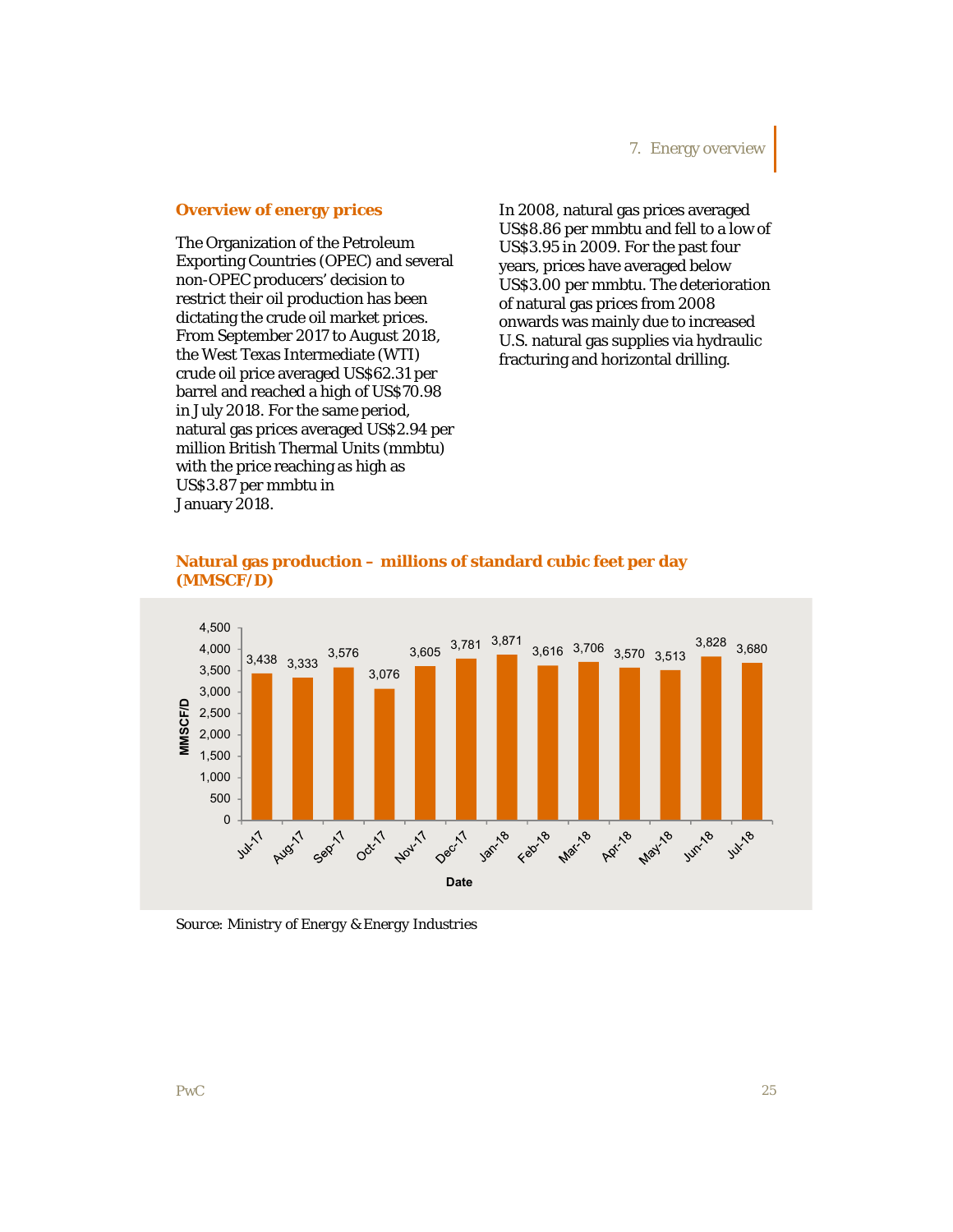## Overview of energy prices

The Organization of the Petroleum Exporting Countries (OPEC) and several non-OPEC producers' decision to restrict their oil production has been dictating the crude oil market prices. From September 2017 to August 2018, the West Texas Intermediate (WTI) crude oil price averaged US$62.31 per barrel and reached a high of US$70.98 in July 2018. For the same period, natural gas prices averaged US$2.94 per million British Thermal Units (mmbtu) with the price reaching as high as US$3.87 per mmbtu in January 2018.

In 2008, natural gas prices averaged US$8.86 per mmbtu and fell to a low of US$3.95 in 2009. For the past four years, prices have averaged below US$3.00 per mmbtu. The deterioration of natural gas prices from 2008 onwards was mainly due to increased U.S. natural gas supplies via hydraulic fracturing and horizontal drilling.

### Natural gas production – millions of standard cubic feet per day (MMSCF/D)

| Date | MMSCF/D |
|---|---|
| Jul-17 | 3,438 |
| Aug-17 | 3,333 |
| Sep-17 | 3,576 |
| Oct-17 | 3,076 |
| Nov-17 | 3,605 |
| Dec-17 | 3,781 |
| Jan-18 | 3,871 |
| Feb-18 | 3,616 |
| Mar-18 | 3,706 |
| Apr-18 | 3,570 |
| May-18 | 3,513 |
| Jun-18 | 3,828 |
| Jul-18 | 3,680 |

Source: Ministry of Energy & Energy Industries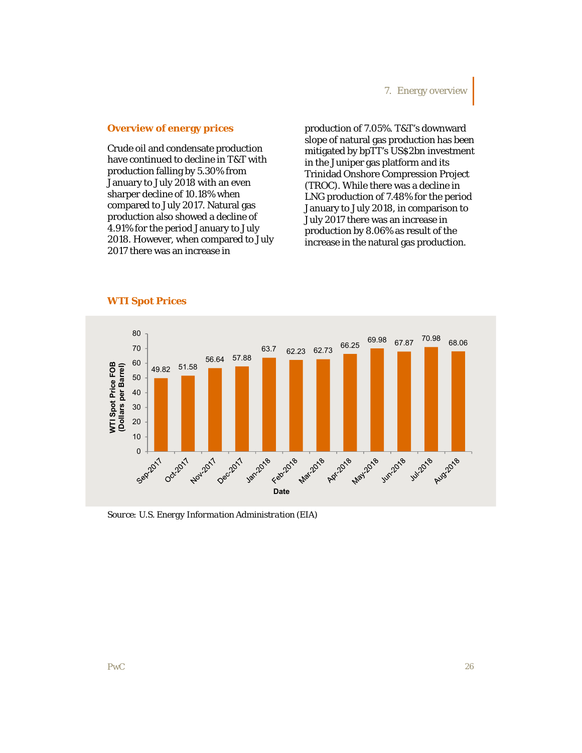## Overview of energy prices

Crude oil and condensate production have continued to decline in T&T with production falling by 5.30% from January to July 2018 with an even sharper decline of 10.18% when compared to July 2017. Natural gas production also showed a decline of 4.91% for the period January to July 2018. However, when compared to July 2017 there was an increase in production of 7.05%. T&T's downward slope of natural gas production has been mitigated by bpTT's US$2bn investment in the Juniper gas platform and its Trinidad Onshore Compression Project (TROC). While there was a decline in LNG production of 7.48% for the period January to July 2018, in comparison to July 2017 there was an increase in production by 8.06% as result of the increase in the natural gas production.

## WTI Spot Prices

| Date | WTI Spot Price FOB (Dollars per Barrel) |
|---|---|
| Sep-2017 | 49.82 |
| Oct-2017 | 51.58 |
| Nov-2017 | 56.64 |
| Dec-2017 | 57.88 |
| Jan-2018 | 63.7 |
| Feb-2018 | 62.23 |
| Mar-2018 | 62.73 |
| Apr-2018 | 66.25 |
| May-2018 | 69.98 |
| Jun-2018 | 67.87 |
| Jul-2018 | 70.98 |
| Aug-2018 | 68.06 |

Source: *U.S. Energy Information Administration (EIA)*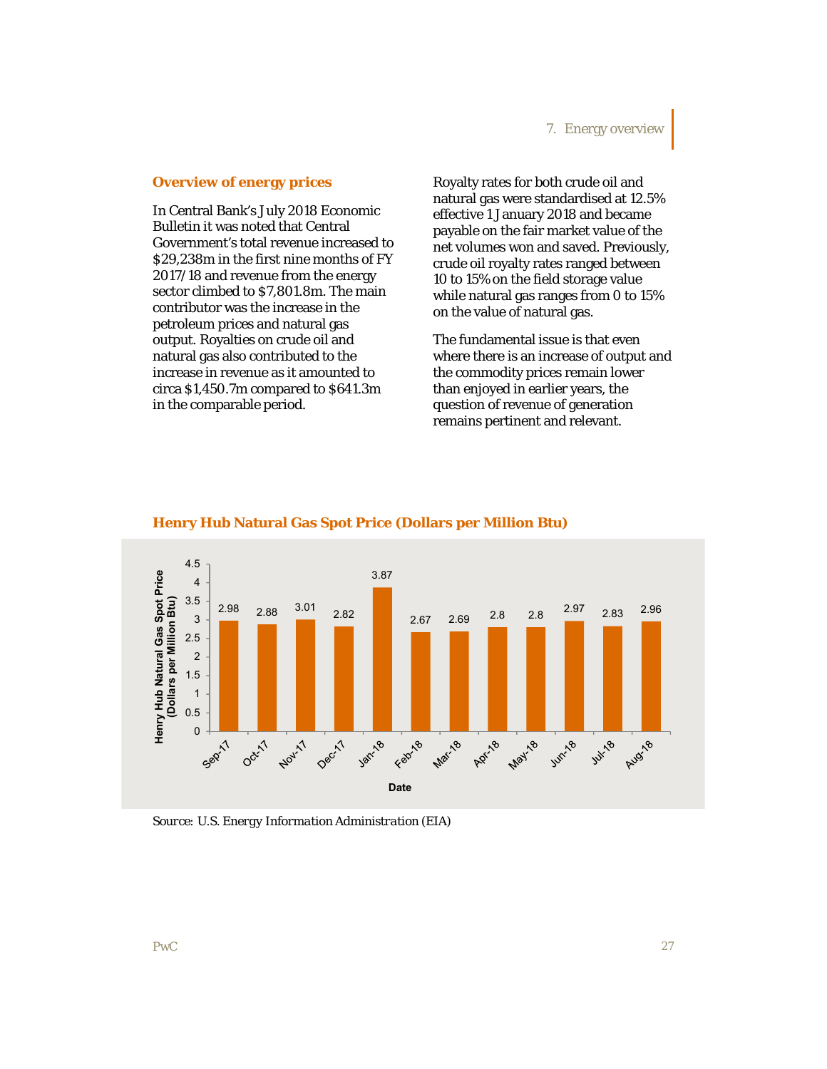## Overview of energy prices

In Central Bank's July 2018 Economic Bulletin it was noted that Central Government's total revenue increased to $29,238m in the first nine months of FY 2017/18 and revenue from the energy sector climbed to $7,801.8m. The main contributor was the increase in the petroleum prices and natural gas output. Royalties on crude oil and natural gas also contributed to the increase in revenue as it amounted to circa $1,450.7m compared to $641.3m in the comparable period.

Royalty rates for both crude oil and natural gas were standardised at 12.5% effective 1 January 2018 and became payable on the fair market value of the net volumes won and saved. Previously, crude oil royalty rates ranged between 10 to 15% on the field storage value while natural gas ranges from 0 to 15% on the value of natural gas.

The fundamental issue is that even where there is an increase of output and the commodity prices remain lower than enjoyed in earlier years, the question of revenue of generation remains pertinent and relevant.

### Henry Hub Natural Gas Spot Price (Dollars per Million Btu)

| Date | Henry Hub Natural Gas Spot Price (Dollars per Million Btu) |
|---|---|
| Sep-17 | 2.98 |
| Oct-17 | 2.88 |
| Nov-17 | 3.01 |
| Dec-17 | 2.82 |
| Jan-18 | 3.87 |
| Feb-18 | 2.67 |
| Mar-18 | 2.69 |
| Apr-18 | 2.8 |
| May-18 | 2.8 |
| Jun-18 | 2.97 |
| Jul-18 | 2.83 |
| Aug-18 | 2.96 |

Source: *U.S. Energy Information Administration (EIA)*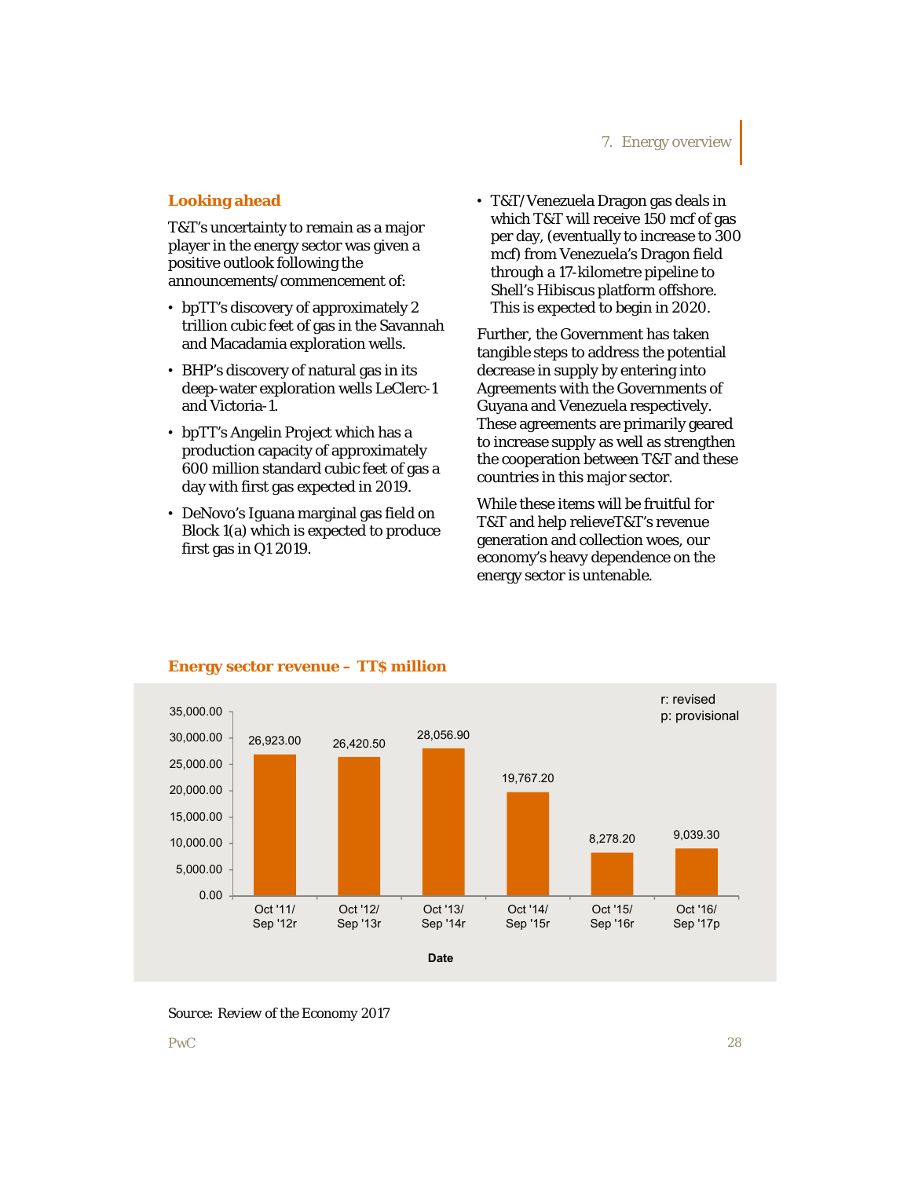## Looking ahead

T&T's uncertainty to remain as a major player in the energy sector was given a positive outlook following the announcements/commencement of:

- bpTT's discovery of approximately 2 trillion cubic feet of gas in the Savannah and Macadamia exploration wells.
- BHP's discovery of natural gas in its deep-water exploration wells LeClerc-1 and Victoria-1.
- bpTT's Angelin Project which has a production capacity of approximately 600 million standard cubic feet of gas a day with first gas expected in 2019.
- DeNovo's Iguana marginal gas field on Block 1(a) which is expected to produce first gas in Q1 2019.
- T&T/Venezuela Dragon gas deals in which T&T will receive 150 mcf of gas per day, (eventually to increase to 300 mcf) from Venezuela's Dragon field through a 17-kilometre pipeline to Shell's Hibiscus platform offshore. This is expected to begin in 2020.

Further, the Government has taken tangible steps to address the potential decrease in supply by entering into Agreements with the Governments of Guyana and Venezuela respectively. These agreements are primarily geared to increase supply as well as strengthen the cooperation between T&T and these countries in this major sector.

While these items will be fruitful for T&T and help relieveT&T's revenue generation and collection woes, our economy's heavy dependence on the energy sector is untenable.

### Energy sector revenue – TT$ million

| Date | Energy sector revenue (TT$ million) |
|---|---|
| Oct '11/ Sep '12r | 26,923.00 |
| Oct '12/ Sep '13r | 26,420.50 |
| Oct '13/ Sep '14r | 28,056.90 |
| Oct '14/ Sep '15r | 19,767.20 |
| Oct '15/ Sep '16r | 8,278.20 |
| Oct '16/ Sep '17p | 9,039.30 |

r: revised
p: provisional

Source: Review of the Economy 2017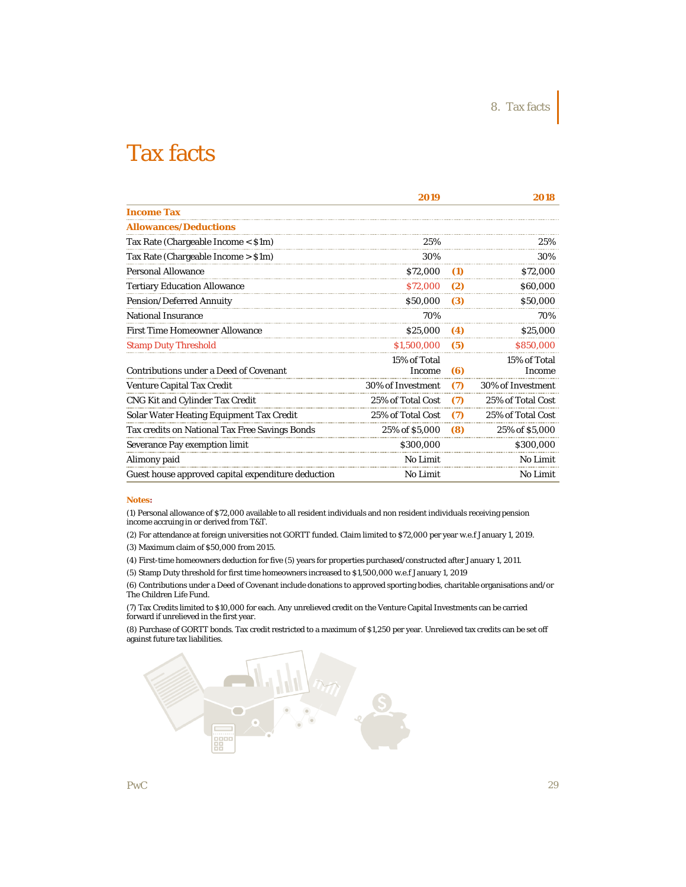# Tax facts

| | 2019 | | 2018 |
|---|---|---|---|
| **Income Tax** | | | |
| **Allowances/Deductions** | | | |
| Tax Rate (Chargeable Income < $1m) | 25% | | 25% |
| Tax Rate (Chargeable Income > $1m) | 30% | | 30% |
| Personal Allowance | $72,000 | **(1)** | $72,000 |
| Tertiary Education Allowance | $72,000 | **(2)** | $60,000 |
| Pension/Deferred Annuity | $50,000 | **(3)** | $50,000 |
| National Insurance | 70% | | 70% |
| First Time Homeowner Allowance | $25,000 | **(4)** | $25,000 |
| Stamp Duty Threshold | $1,500,000 | **(5)** | $850,000 |
| Contributions under a Deed of Covenant | 15% of Total Income | **(6)** | 15% of Total Income |
| Venture Capital Tax Credit | 30% of Investment | **(7)** | 30% of Investment |
| CNG Kit and Cylinder Tax Credit | 25% of Total Cost | **(7)** | 25% of Total Cost |
| Solar Water Heating Equipment Tax Credit | 25% of Total Cost | **(7)** | 25% of Total Cost |
| Tax credits on National Tax Free Savings Bonds | 25% of $5,000 | **(8)** | 25% of $5,000 |
| Severance Pay exemption limit | $300,000 | | $300,000 |
| Alimony paid | No Limit | | No Limit |
| Guest house approved capital expenditure deduction | No Limit | | No Limit |

**Notes:**

(1) Personal allowance of $72,000 available to all resident individuals and non resident individuals receiving pension income accruing in or derived from T&T.

(2) For attendance at foreign universities not GORTT funded. Claim limited to $72,000 per year w.e.f January 1, 2019.

(3) Maximum claim of $50,000 from 2015.

(4) First-time homeowners deduction for five (5) years for properties purchased/constructed after January 1, 2011.

(5) Stamp Duty threshold for first time homeowners increased to $1,500,000 w.e.f January 1, 2019

(6) Contributions under a Deed of Covenant include donations to approved sporting bodies, charitable organisations and/or The Children Life Fund.

(7) Tax Credits limited to $10,000 for each. Any unrelieved credit on the Venture Capital Investments can be carried forward if unrelieved in the first year.

(8) Purchase of GORTT bonds. Tax credit restricted to a maximum of $1,250 per year. Unrelieved tax credits can be set off against future tax liabilities.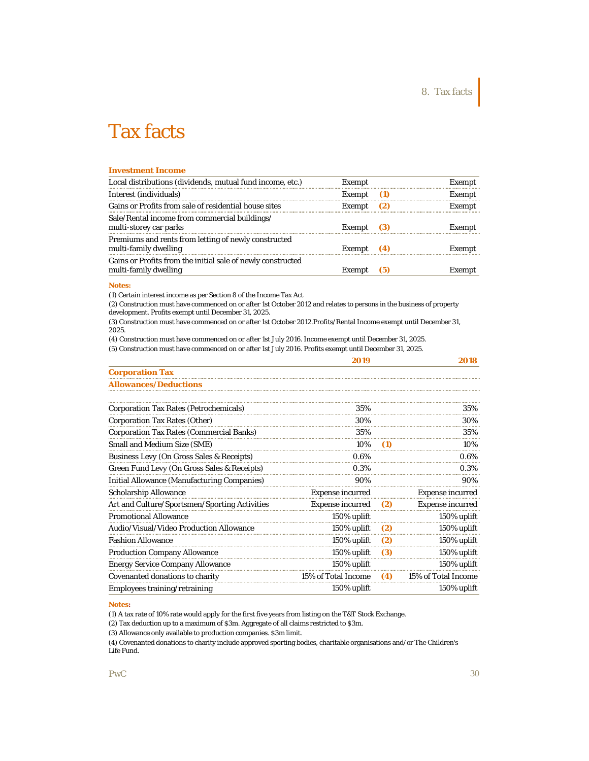# Tax facts

| Investment Income | | | |
|---|---|---|---|
| Local distributions (dividends, mutual fund income, etc.) | Exempt | | Exempt |
| Interest (individuals) | Exempt | (1) | Exempt |
| Gains or Profits from sale of residential house sites | Exempt | (2) | Exempt |
| Sale/Rental income from commercial buildings/ multi-storey car parks | Exempt | (3) | Exempt |
| Premiums and rents from letting of newly constructed multi-family dwelling | Exempt | (4) | Exempt |
| Gains or Profits from the initial sale of newly constructed multi-family dwelling | Exempt | (5) | Exempt |

**Notes:**

(1) Certain interest income as per Section 8 of the Income Tax Act

(2) Construction must have commenced on or after 1st October 2012 and relates to persons in the business of property development. Profits exempt until December 31, 2025.

(3) Construction must have commenced on or after 1st October 2012.Profits/Rental Income exempt until December 31, 2025.

(4) Construction must have commenced on or after 1st July 2016. Income exempt until December 31, 2025.

(5) Construction must have commenced on or after 1st July 2016. Profits exempt until December 31, 2025.

| | 2019 | | 2018 |
|---|---|---|---|
| **Corporation Tax** | | | |
| **Allowances/Deductions** | | | |
| Corporation Tax Rates (Petrochemicals) | 35% | | 35% |
| Corporation Tax Rates (Other) | 30% | | 30% |
| Corporation Tax Rates (Commercial Banks) | 35% | | 35% |
| Small and Medium Size (SME) | 10% | (1) | 10% |
| Business Levy (On Gross Sales & Receipts) | 0.6% | | 0.6% |
| Green Fund Levy (On Gross Sales & Receipts) | 0.3% | | 0.3% |
| Initial Allowance (Manufacturing Companies) | 90% | | 90% |
| Scholarship Allowance | Expense incurred | | Expense incurred |
| Art and Culture/Sportsmen/Sporting Activities | Expense incurred | (2) | Expense incurred |
| Promotional Allowance | 150% uplift | | 150% uplift |
| Audio/Visual/Video Production Allowance | 150% uplift | (2) | 150% uplift |
| Fashion Allowance | 150% uplift | (2) | 150% uplift |
| Production Company Allowance | 150% uplift | (3) | 150% uplift |
| Energy Service Company Allowance | 150% uplift | | 150% uplift |
| Covenanted donations to charity | 15% of Total Income | (4) | 15% of Total Income |
| Employees training/retraining | 150% uplift | | 150% uplift |

**Notes:**

(1) A tax rate of 10% rate would apply for the first five years from listing on the T&T Stock Exchange.

(2) Tax deduction up to a maximum of $3m. Aggregate of all claims restricted to $3m.

(3) Allowance only available to production companies. $3m limit.

(4) Covenanted donations to charity include approved sporting bodies, charitable organisations and/or The Children's Life Fund.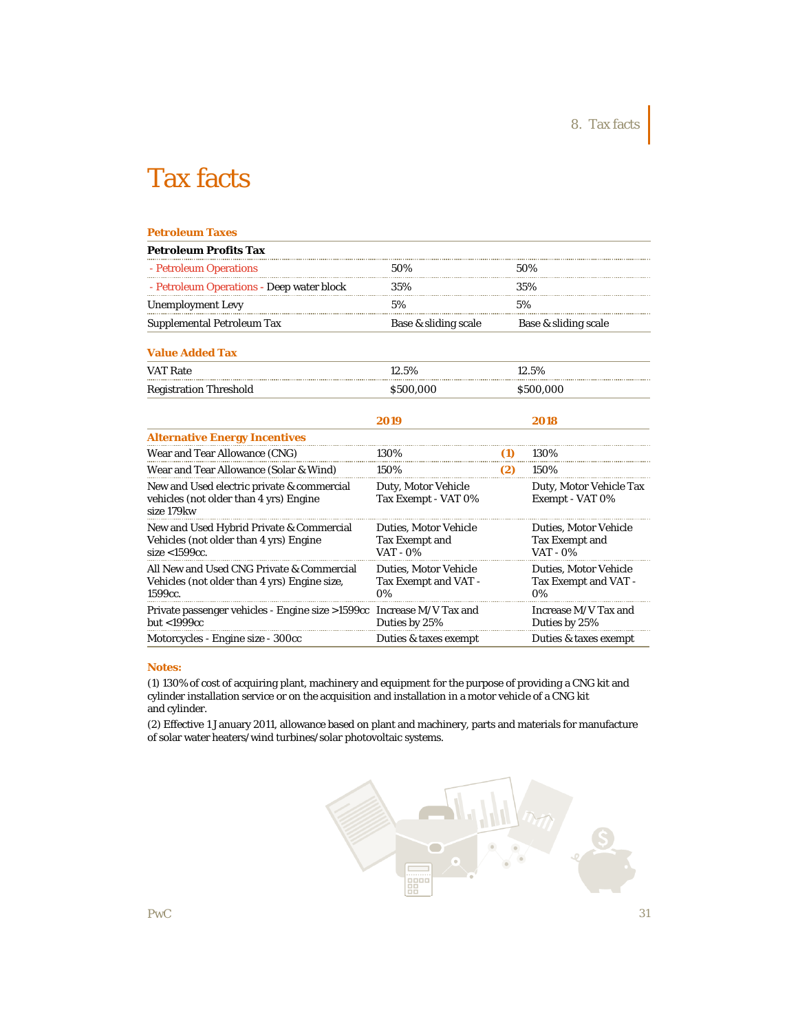# Tax facts

**Petroleum Taxes**

| **Petroleum Profits Tax** | | |
|---|---|---|
| - Petroleum Operations | 50% | 50% |
| - Petroleum Operations - Deep water block | 35% | 35% |
| Unemployment Levy | 5% | 5% |
| Supplemental Petroleum Tax | Base & sliding scale | Base & sliding scale |

**Value Added Tax**

| | | |
|---|---|---|
| VAT Rate | 12.5% | 12.5% |
| Registration Threshold | $500,000 | $500,000 |

| | **2019** | | **2018** |
|---|---|---|---|
| **Alternative Energy Incentives** | | | |
| Wear and Tear Allowance (CNG) | 130% | **(1)** | 130% |
| Wear and Tear Allowance (Solar & Wind) | 150% | **(2)** | 150% |
| New and Used electric private & commercial vehicles (not older than 4 yrs) Engine size 179kw | Duty, Motor Vehicle Tax Exempt - VAT 0% | | Duty, Motor Vehicle Tax Exempt - VAT 0% |
| New and Used Hybrid Private & Commercial Vehicles (not older than 4 yrs) Engine size <1599cc. | Duties, Motor Vehicle Tax Exempt and VAT - 0% | | Duties, Motor Vehicle Tax Exempt and VAT - 0% |
| All New and Used CNG Private & Commercial Vehicles (not older than 4 yrs) Engine size, 1599cc. | Duties, Motor Vehicle Tax Exempt and VAT - 0% | | Duties, Motor Vehicle Tax Exempt and VAT - 0% |
| Private passenger vehicles - Engine size >1599cc but <1999cc | Increase M/V Tax and Duties by 25% | | Increase M/V Tax and Duties by 25% |
| Motorcycles - Engine size - 300cc | Duties & taxes exempt | | Duties & taxes exempt |

**Notes:**

(1) 130% of cost of acquiring plant, machinery and equipment for the purpose of providing a CNG kit and cylinder installation service or on the acquisition and installation in a motor vehicle of a CNG kit and cylinder.

(2) Effective 1 January 2011, allowance based on plant and machinery, parts and materials for manufacture of solar water heaters/wind turbines/solar photovoltaic systems.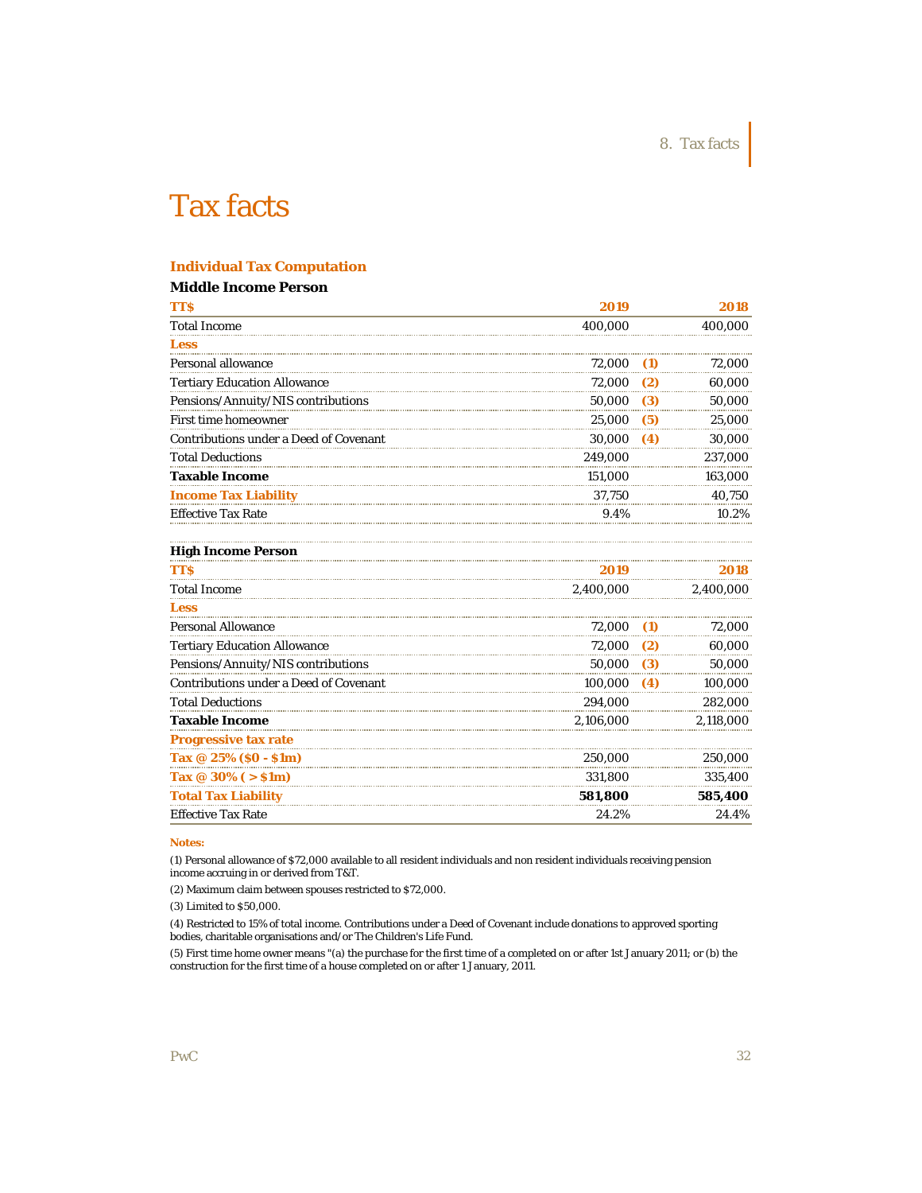# Tax facts

### Individual Tax Computation

**Middle Income Person**

| TT$ | 2019 | | 2018 |
|---|---|---|---|
| Total Income | 400,000 | | 400,000 |
| **Less** | | | |
| Personal allowance | 72,000 | **(1)** | 72,000 |
| Tertiary Education Allowance | 72,000 | **(2)** | 60,000 |
| Pensions/Annuity/NIS contributions | 50,000 | **(3)** | 50,000 |
| First time homeowner | 25,000 | **(5)** | 25,000 |
| Contributions under a Deed of Covenant | 30,000 | **(4)** | 30,000 |
| Total Deductions | 249,000 | | 237,000 |
| **Taxable Income** | 151,000 | | 163,000 |
| **Income Tax Liability** | 37,750 | | 40,750 |
| Effective Tax Rate | 9.4% | | 10.2% |

**High Income Person**

| TT$ | 2019 | | 2018 |
|---|---|---|---|
| Total Income | 2,400,000 | | 2,400,000 |
| **Less** | | | |
| Personal Allowance | 72,000 | **(1)** | 72,000 |
| Tertiary Education Allowance | 72,000 | **(2)** | 60,000 |
| Pensions/Annuity/NIS contributions | 50,000 | **(3)** | 50,000 |
| Contributions under a Deed of Covenant | 100,000 | **(4)** | 100,000 |
| Total Deductions | 294,000 | | 282,000 |
| **Taxable Income** | 2,106,000 | | 2,118,000 |
| **Progressive tax rate** | | | |
| **Tax @ 25% ($0 - $1m)** | 250,000 | | 250,000 |
| **Tax @ 30% ( > $1m)** | 331,800 | | 335,400 |
| **Total Tax Liability** | **581,800** | | **585,400** |
| Effective Tax Rate | 24.2% | | 24.4% |

**Notes:**

(1) Personal allowance of $72,000 available to all resident individuals and non resident individuals receiving pension income accruing in or derived from T&T.

(2) Maximum claim between spouses restricted to $72,000.

(3) Limited to $50,000.

(4) Restricted to 15% of total income. Contributions under a Deed of Covenant include donations to approved sporting bodies, charitable organisations and/or The Children's Life Fund.

(5) First time home owner means "(a) the purchase for the first time of a completed on or after 1st January 2011; or (b) the construction for the first time of a house completed on or after 1 January, 2011.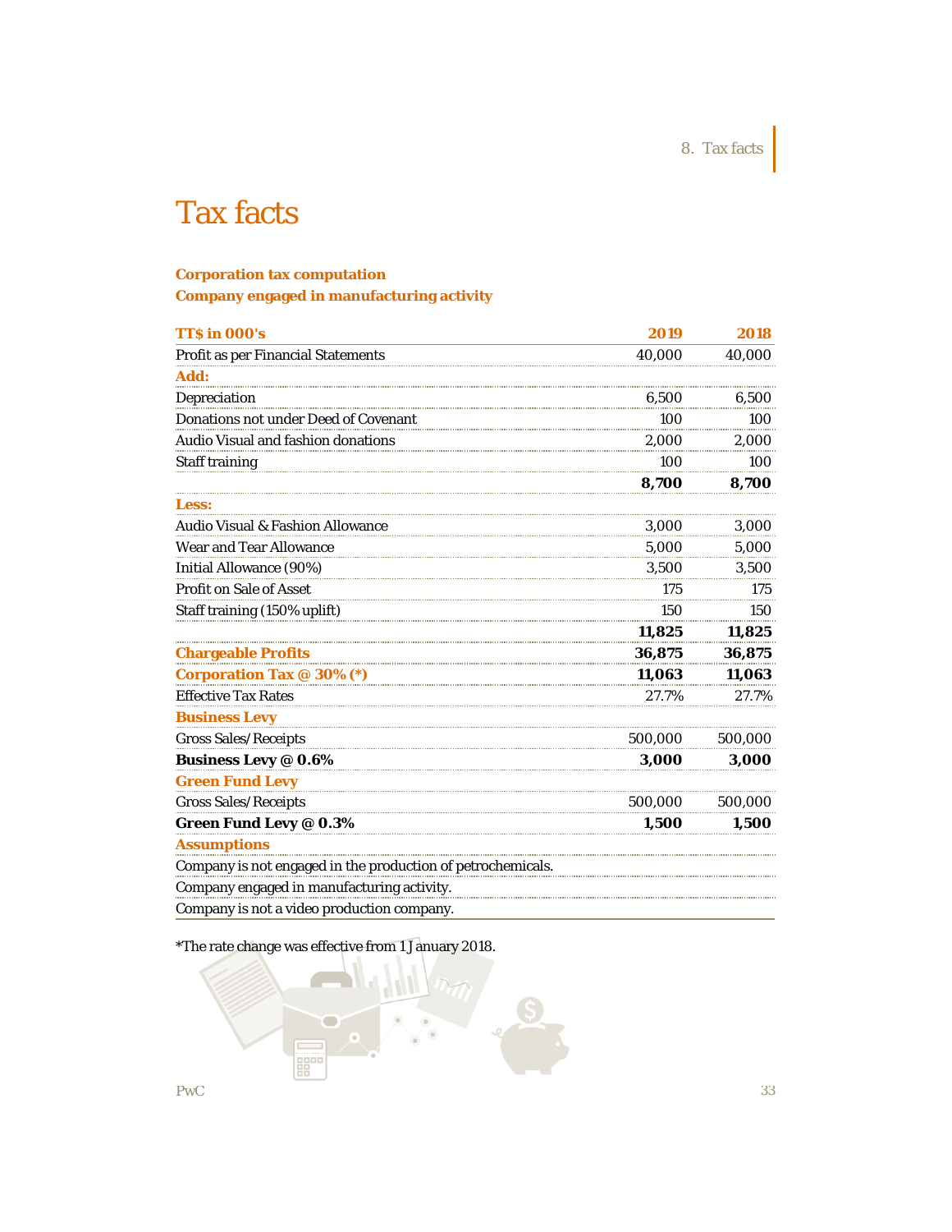# Tax facts

### Corporation tax computation
### Company engaged in manufacturing activity

| TT$ in 000's | 2019 | 2018 |
|---|---|---|
| Profit as per Financial Statements | 40,000 | 40,000 |
| **Add:** | | |
| Depreciation | 6,500 | 6,500 |
| Donations not under Deed of Covenant | 100 | 100 |
| Audio Visual and fashion donations | 2,000 | 2,000 |
| Staff training | 100 | 100 |
| | **8,700** | **8,700** |
| **Less:** | | |
| Audio Visual & Fashion Allowance | 3,000 | 3,000 |
| Wear and Tear Allowance | 5,000 | 5,000 |
| Initial Allowance (90%) | 3,500 | 3,500 |
| Profit on Sale of Asset | 175 | 175 |
| Staff training (150% uplift) | 150 | 150 |
| | **11,825** | **11,825** |
| **Chargeable Profits** | **36,875** | **36,875** |
| **Corporation Tax @ 30% (*)** | **11,063** | **11,063** |
| Effective Tax Rates | 27.7% | 27.7% |
| **Business Levy** | | |
| Gross Sales/Receipts | 500,000 | 500,000 |
| **Business Levy @ 0.6%** | **3,000** | **3,000** |
| **Green Fund Levy** | | |
| Gross Sales/Receipts | 500,000 | 500,000 |
| **Green Fund Levy @ 0.3%** | **1,500** | **1,500** |
| **Assumptions** | | |
| Company is not engaged in the production of petrochemicals. | | |
| Company engaged in manufacturing activity. | | |
| Company is not a video production company. | | |

*The rate change was effective from 1 January 2018.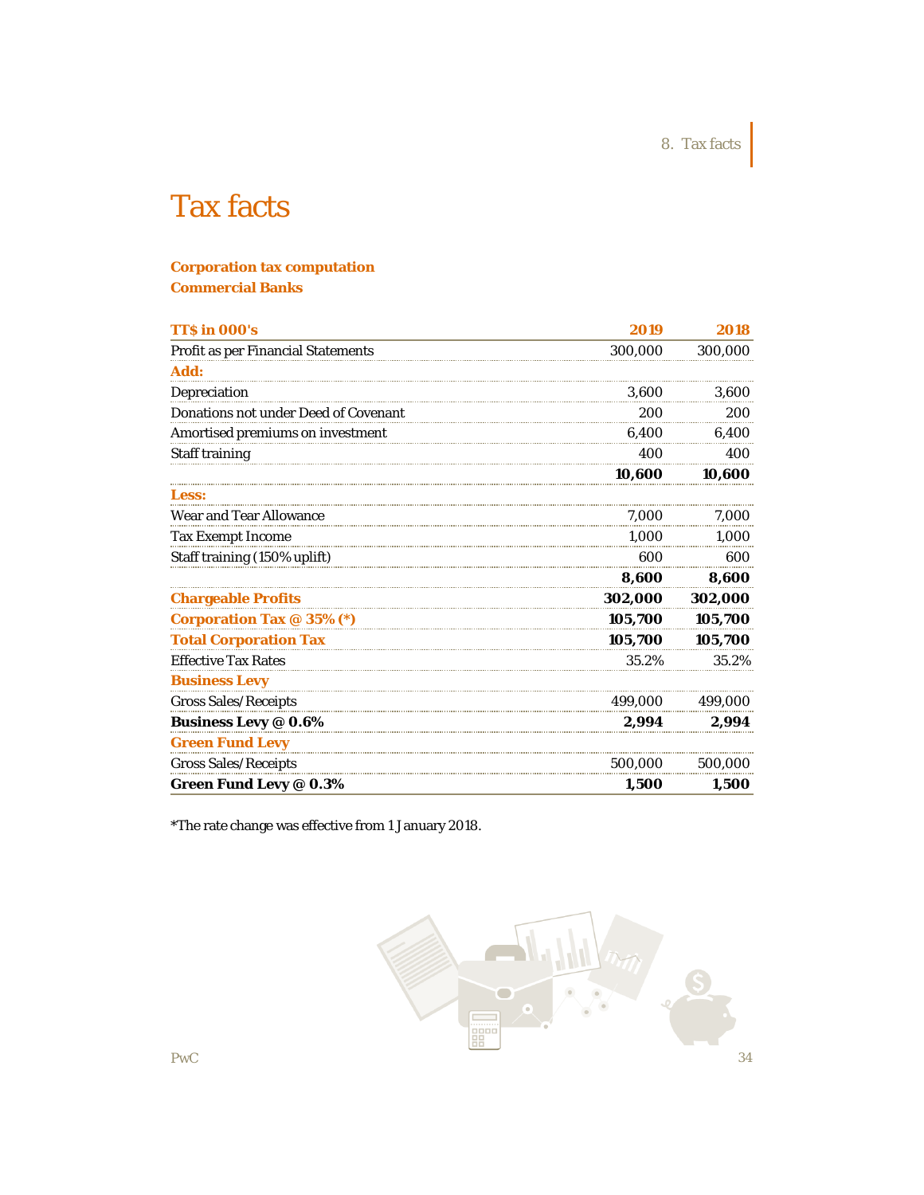# Tax facts

**Corporation tax computation**
**Commercial Banks**

| TT$ in 000's | 2019 | 2018 |
|---|---|---|
| Profit as per Financial Statements | 300,000 | 300,000 |
| **Add:** | | |
| Depreciation | 3,600 | 3,600 |
| Donations not under Deed of Covenant | 200 | 200 |
| Amortised premiums on investment | 6,400 | 6,400 |
| Staff training | 400 | 400 |
| | **10,600** | **10,600** |
| **Less:** | | |
| Wear and Tear Allowance | 7,000 | 7,000 |
| Tax Exempt Income | 1,000 | 1,000 |
| Staff training (150% uplift) | 600 | 600 |
| | **8,600** | **8,600** |
| **Chargeable Profits** | **302,000** | **302,000** |
| **Corporation Tax @ 35% (*)** | **105,700** | **105,700** |
| **Total Corporation Tax** | **105,700** | **105,700** |
| Effective Tax Rates | 35.2% | 35.2% |
| **Business Levy** | | |
| Gross Sales/Receipts | 499,000 | 499,000 |
| **Business Levy @ 0.6%** | **2,994** | **2,994** |
| **Green Fund Levy** | | |
| Gross Sales/Receipts | 500,000 | 500,000 |
| **Green Fund Levy @ 0.3%** | **1,500** | **1,500** |

*The rate change was effective from 1 January 2018.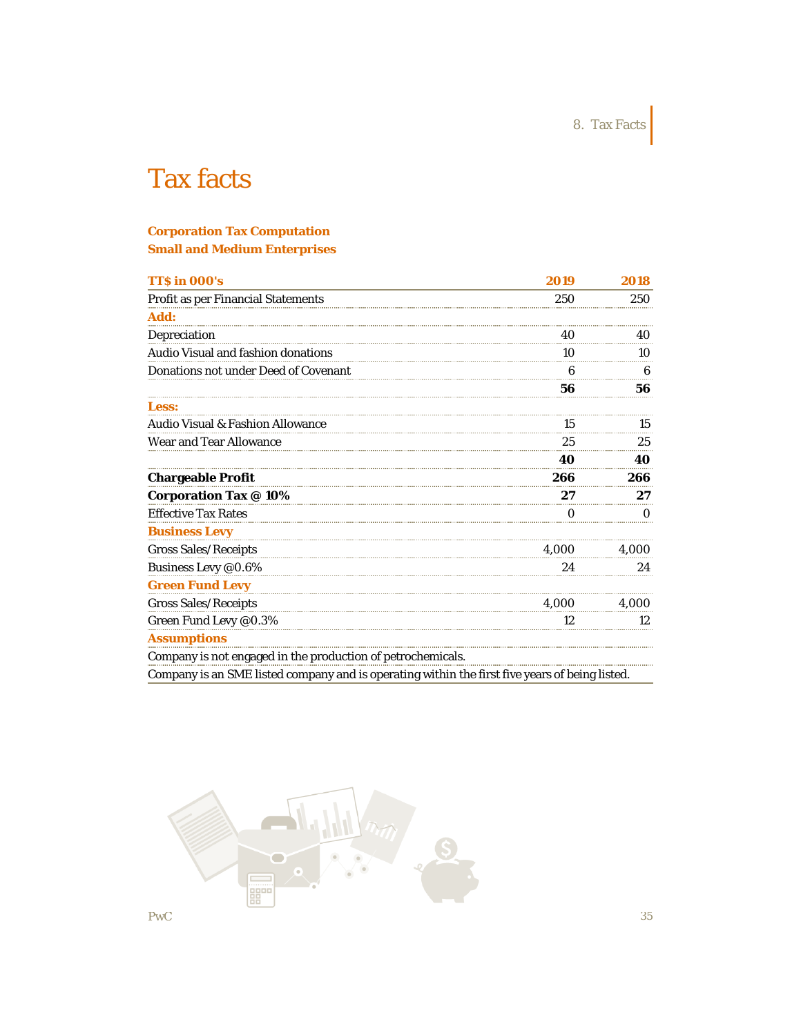# Tax facts

### Corporation Tax Computation
### Small and Medium Enterprises

| TT$ in 000's | 2019 | 2018 |
|---|---|---|
| Profit as per Financial Statements | 250 | 250 |
| **Add:** | | |
| Depreciation | 40 | 40 |
| Audio Visual and fashion donations | 10 | 10 |
| Donations not under Deed of Covenant | 6 | 6 |
| | **56** | **56** |
| **Less:** | | |
| Audio Visual & Fashion Allowance | 15 | 15 |
| Wear and Tear Allowance | 25 | 25 |
| | **40** | **40** |
| **Chargeable Profit** | **266** | **266** |
| **Corporation Tax @ 10%** | **27** | **27** |
| Effective Tax Rates | 0 | 0 |
| **Business Levy** | | |
| Gross Sales/Receipts | 4,000 | 4,000 |
| Business Levy @0.6% | 24 | 24 |
| **Green Fund Levy** | | |
| Gross Sales/Receipts | 4,000 | 4,000 |
| Green Fund Levy @0.3% | 12 | 12 |
| **Assumptions** | | |
| Company is not engaged in the production of petrochemicals. | | |
| Company is an SME listed company and is operating within the first five years of being listed. | | |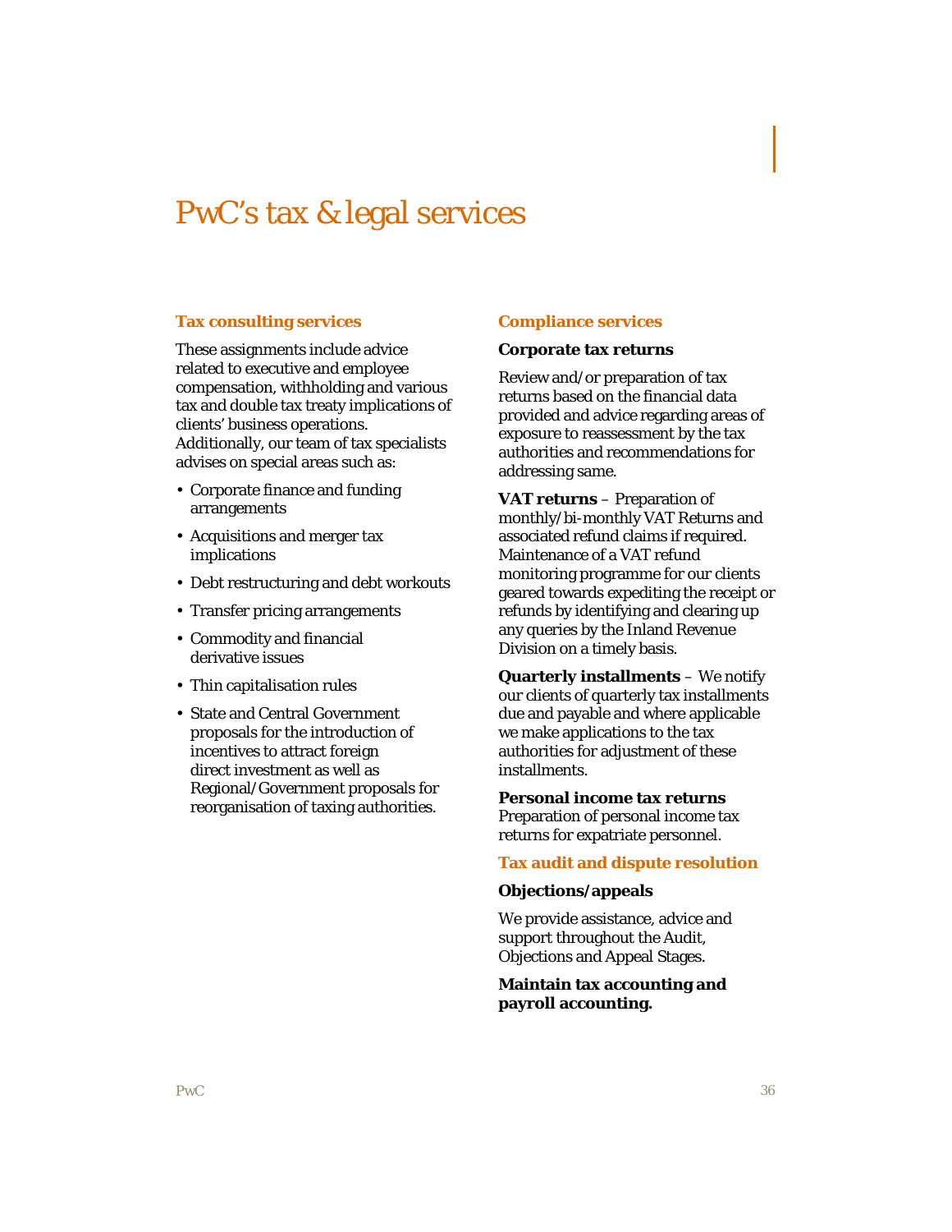# PwC's tax & legal services

## Tax consulting services

These assignments include advice related to executive and employee compensation, withholding and various tax and double tax treaty implications of clients' business operations. Additionally, our team of tax specialists advises on special areas such as:

- Corporate finance and funding arrangements
- Acquisitions and merger tax implications
- Debt restructuring and debt workouts
- Transfer pricing arrangements
- Commodity and financial derivative issues
- Thin capitalisation rules
- State and Central Government proposals for the introduction of incentives to attract foreign direct investment as well as Regional/Government proposals for reorganisation of taxing authorities.

## Compliance services

**Corporate tax returns**

Review and/or preparation of tax returns based on the financial data provided and advice regarding areas of exposure to reassessment by the tax authorities and recommendations for addressing same.

**VAT returns** – Preparation of monthly/bi-monthly VAT Returns and associated refund claims if required. Maintenance of a VAT refund monitoring programme for our clients geared towards expediting the receipt or refunds by identifying and clearing up any queries by the Inland Revenue Division on a timely basis.

**Quarterly installments** – We notify our clients of quarterly tax installments due and payable and where applicable we make applications to the tax authorities for adjustment of these installments.

**Personal income tax returns**
Preparation of personal income tax returns for expatriate personnel.

## Tax audit and dispute resolution

**Objections/appeals**

We provide assistance, advice and support throughout the Audit, Objections and Appeal Stages.

**Maintain tax accounting and payroll accounting.**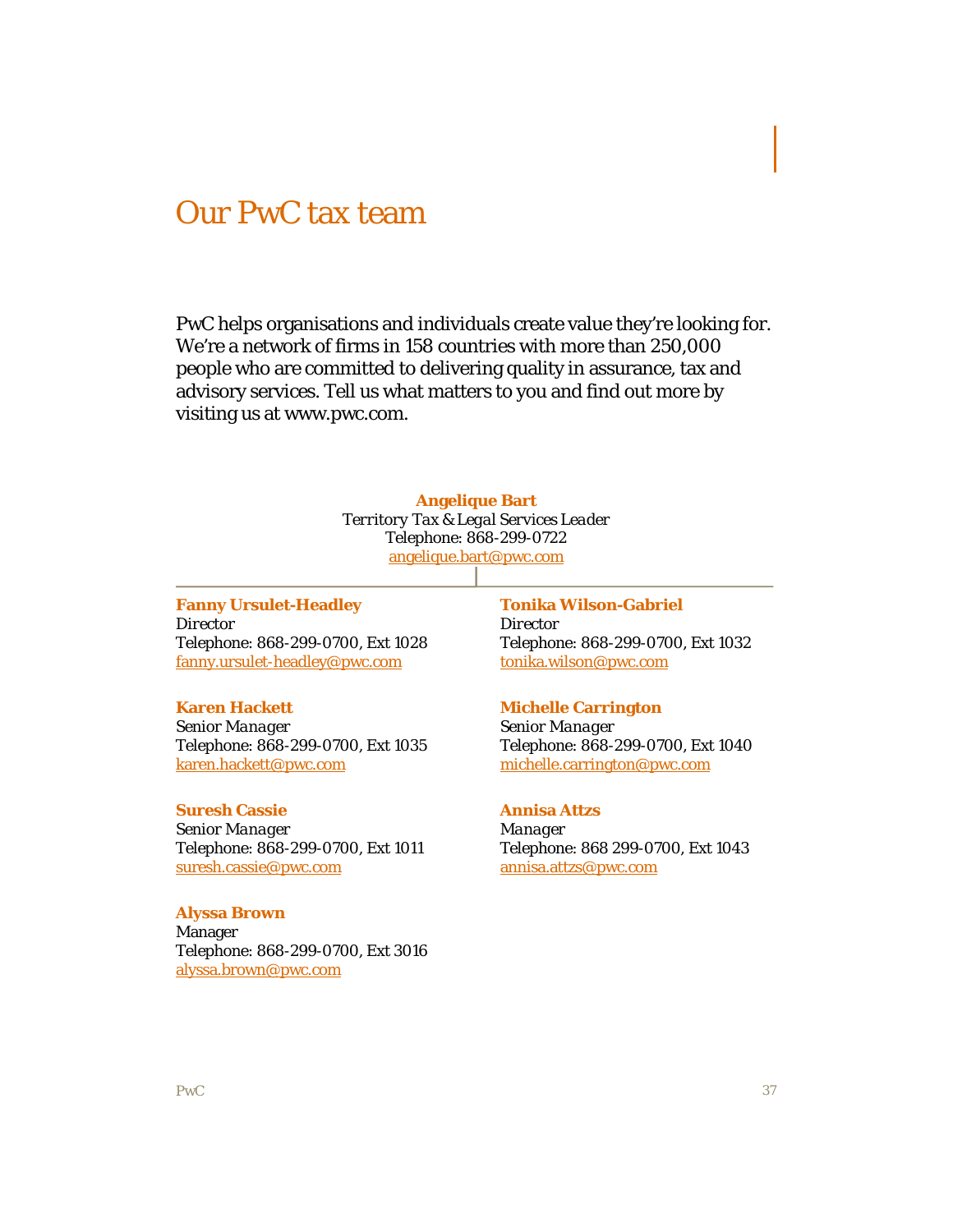# Our PwC tax team

PwC helps organisations and individuals create value they're looking for. We're a network of firms in 158 countries with more than 250,000 people who are committed to delivering quality in assurance, tax and advisory services. Tell us what matters to you and find out more by visiting us at www.pwc.com.

**Angelique Bart**
*Territory Tax & Legal Services Leader*
Telephone: 868-299-0722
angelique.bart@pwc.com

**Fanny Ursulet-Headley**
*Director*
Telephone: 868-299-0700, Ext 1028
fanny.ursulet-headley@pwc.com

**Karen Hackett**
*Senior Manager*
Telephone: 868-299-0700, Ext 1035
karen.hackett@pwc.com

**Suresh Cassie**
*Senior Manager*
Telephone: 868-299-0700, Ext 1011
suresh.cassie@pwc.com

**Alyssa Brown**
Manager
Telephone: 868-299-0700, Ext 3016
alyssa.brown@pwc.com

**Tonika Wilson-Gabriel**
Director
Telephone: 868-299-0700, Ext 1032
tonika.wilson@pwc.com

**Michelle Carrington**
*Senior Manager*
Telephone: 868-299-0700, Ext 1040
michelle.carrington@pwc.com

**Annisa Attzs**
*Manager*
Telephone: 868 299-0700, Ext 1043
annisa.attzs@pwc.com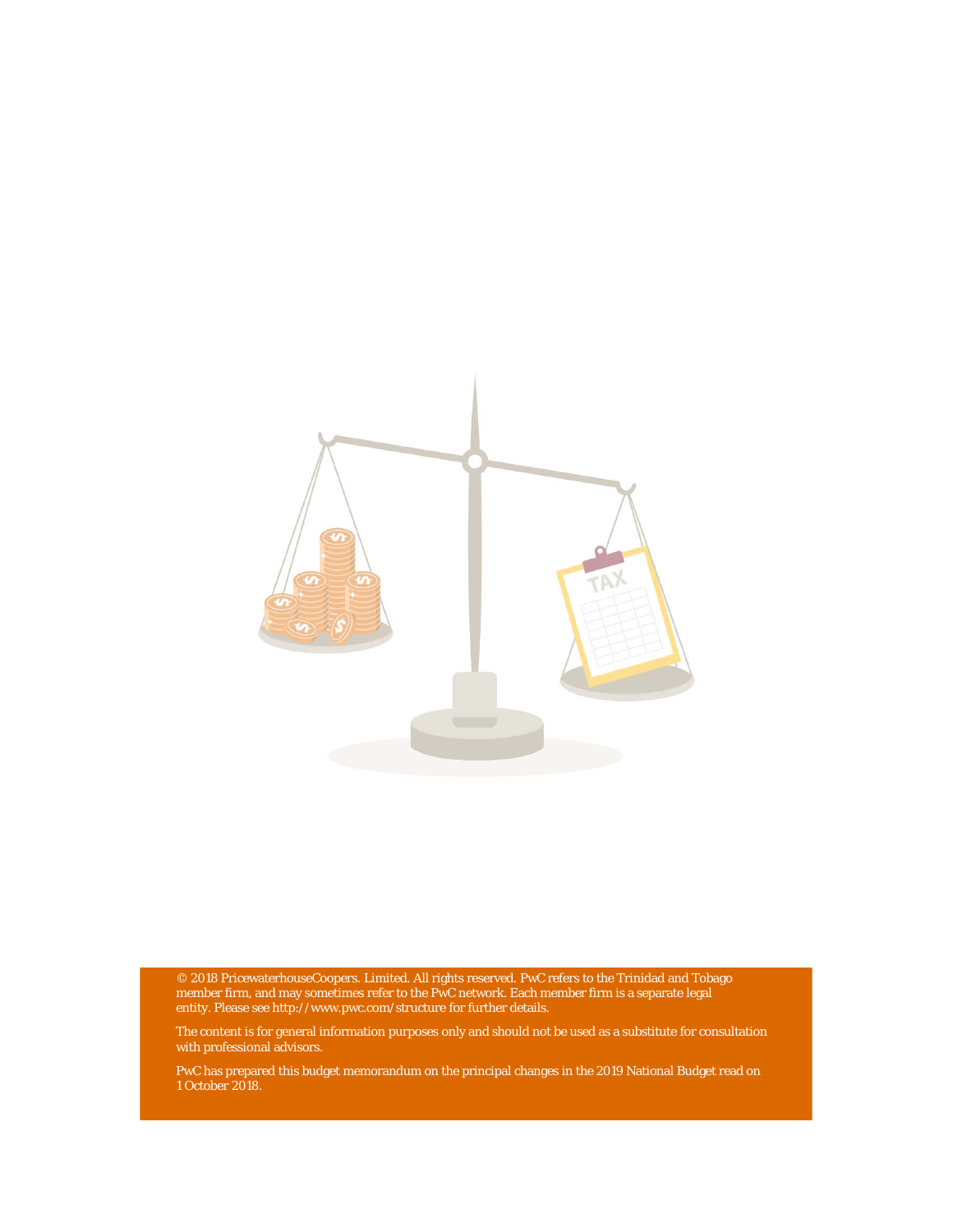© 2018 PricewaterhouseCoopers. Limited. All rights reserved. PwC refers to the Trinidad and Tobago member firm, and may sometimes refer to the PwC network. Each member firm is a separate legal entity. Please see http://www.pwc.com/structure for further details.

The content is for general information purposes only and should not be used as a substitute for consultation with professional advisors.

PwC has prepared this budget memorandum on the principal changes in the 2019 National Budget read on 1 October 2018.